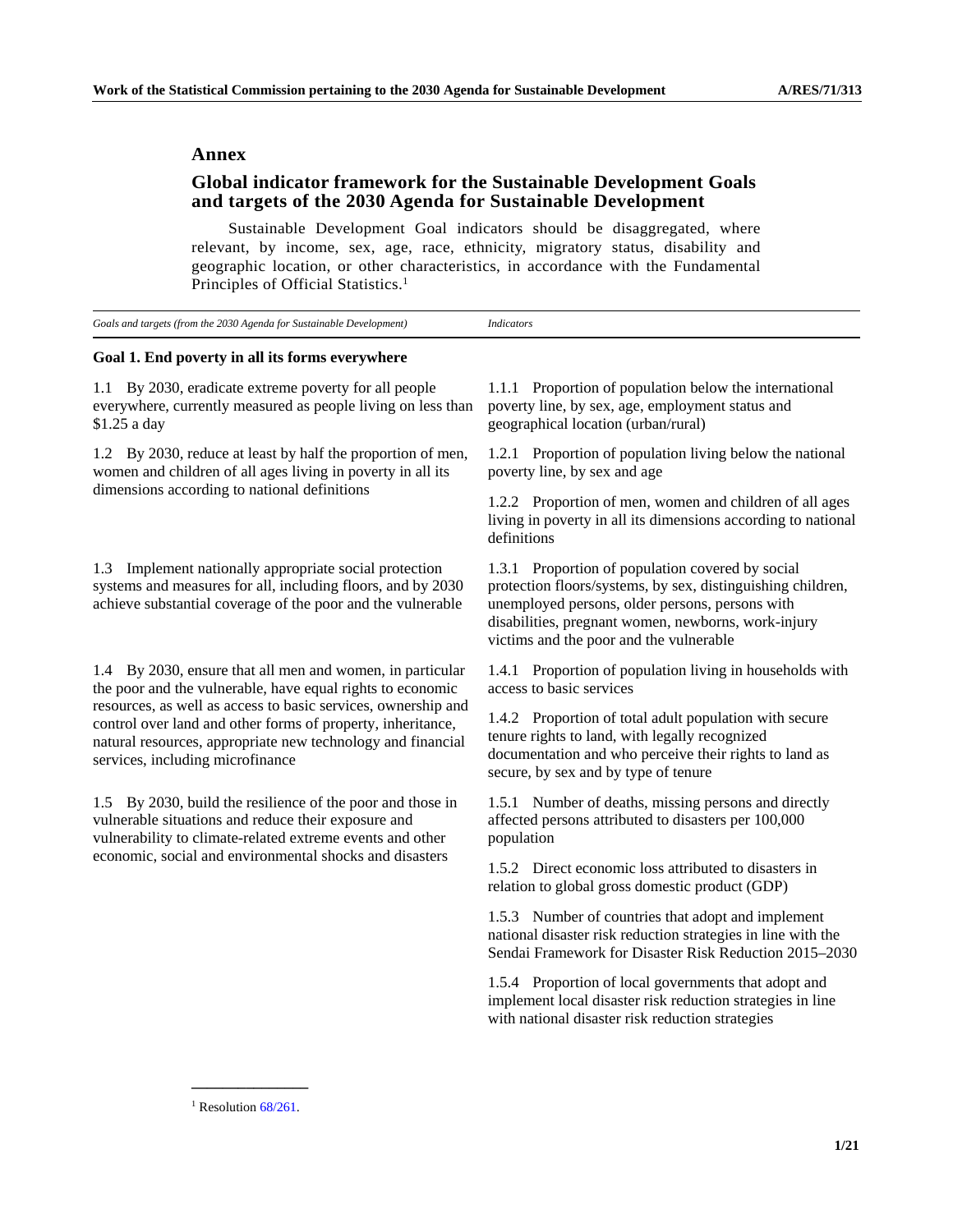## Annex

## Global indicator framework for the Sustainable Development Goals and targets of the 2030 Agenda for Sustainable Development

Sustainable Development Goal indicators should be disaggregated, where relevant, by income, sex, age, race, ethnicity, migratory status, disability and geographic location, or other characteristics, in accordance with the Fundamental Principles of Official Statistics.[1]

| *Goals and targets (from the 2030 Agenda for Sustainable Development)* | *Indicators* |
|---|---|
| **Goal 1. End poverty in all its forms everywhere** | |
| 1.1 By 2030, eradicate extreme poverty for all people everywhere, currently measured as people living on less than $1.25 a day | 1.1.1 Proportion of population below the international poverty line, by sex, age, employment status and geographical location (urban/rural) |
| 1.2 By 2030, reduce at least by half the proportion of men, women and children of all ages living in poverty in all its dimensions according to national definitions | 1.2.1 Proportion of population living below the national poverty line, by sex and age |
| | 1.2.2 Proportion of men, women and children of all ages living in poverty in all its dimensions according to national definitions |
| 1.3 Implement nationally appropriate social protection systems and measures for all, including floors, and by 2030 achieve substantial coverage of the poor and the vulnerable | 1.3.1 Proportion of population covered by social protection floors/systems, by sex, distinguishing children, unemployed persons, older persons, persons with disabilities, pregnant women, newborns, work-injury victims and the poor and the vulnerable |
| 1.4 By 2030, ensure that all men and women, in particular the poor and the vulnerable, have equal rights to economic resources, as well as access to basic services, ownership and control over land and other forms of property, inheritance, natural resources, appropriate new technology and financial services, including microfinance | 1.4.1 Proportion of population living in households with access to basic services |
| | 1.4.2 Proportion of total adult population with secure tenure rights to land, with legally recognized documentation and who perceive their rights to land as secure, by sex and by type of tenure |
| 1.5 By 2030, build the resilience of the poor and those in vulnerable situations and reduce their exposure and vulnerability to climate-related extreme events and other economic, social and environmental shocks and disasters | 1.5.1 Number of deaths, missing persons and directly affected persons attributed to disasters per 100,000 population |
| | 1.5.2 Direct economic loss attributed to disasters in relation to global gross domestic product (GDP) |
| | 1.5.3 Number of countries that adopt and implement national disaster risk reduction strategies in line with the Sendai Framework for Disaster Risk Reduction 2015–2030 |
| | 1.5.4 Proportion of local governments that adopt and implement local disaster risk reduction strategies in line with national disaster risk reduction strategies |

[1] Resolution 68/261.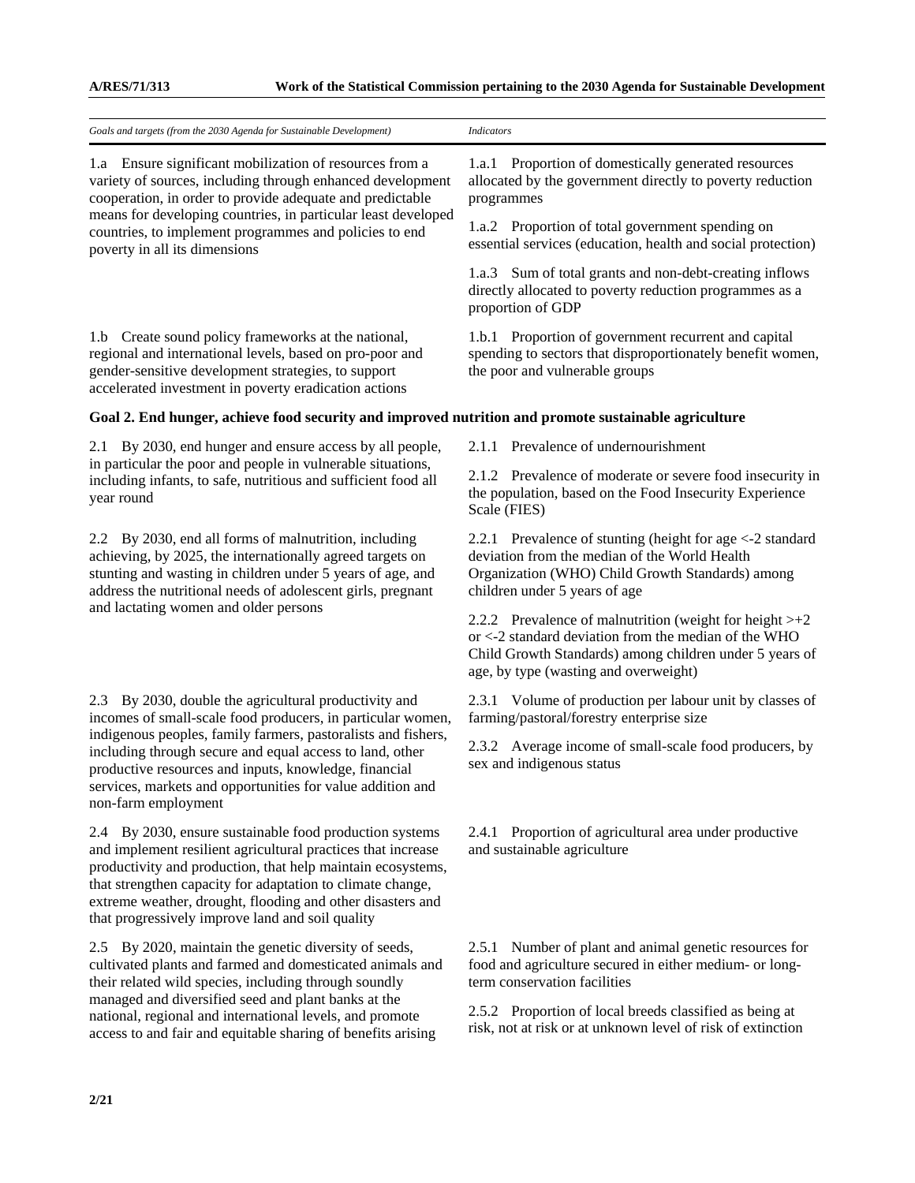| *Goals and targets (from the 2030 Agenda for Sustainable Development)* | *Indicators* |
|---|---|
| 1.a Ensure significant mobilization of resources from a variety of sources, including through enhanced development cooperation, in order to provide adequate and predictable means for developing countries, in particular least developed countries, to implement programmes and policies to end poverty in all its dimensions | 1.a.1 Proportion of domestically generated resources allocated by the government directly to poverty reduction programmes |
| | 1.a.2 Proportion of total government spending on essential services (education, health and social protection) |
| | 1.a.3 Sum of total grants and non-debt-creating inflows directly allocated to poverty reduction programmes as a proportion of GDP |
| 1.b Create sound policy frameworks at the national, regional and international levels, based on pro-poor and gender-sensitive development strategies, to support accelerated investment in poverty eradication actions | 1.b.1 Proportion of government recurrent and capital spending to sectors that disproportionately benefit women, the poor and vulnerable groups |
| **Goal 2. End hunger, achieve food security and improved nutrition and promote sustainable agriculture** | |
| 2.1 By 2030, end hunger and ensure access by all people, in particular the poor and people in vulnerable situations, including infants, to safe, nutritious and sufficient food all year round | 2.1.1 Prevalence of undernourishment |
| | 2.1.2 Prevalence of moderate or severe food insecurity in the population, based on the Food Insecurity Experience Scale (FIES) |
| 2.2 By 2030, end all forms of malnutrition, including achieving, by 2025, the internationally agreed targets on stunting and wasting in children under 5 years of age, and address the nutritional needs of adolescent girls, pregnant and lactating women and older persons | 2.2.1 Prevalence of stunting (height for age <-2 standard deviation from the median of the World Health Organization (WHO) Child Growth Standards) among children under 5 years of age |
| | 2.2.2 Prevalence of malnutrition (weight for height >+2 or <-2 standard deviation from the median of the WHO Child Growth Standards) among children under 5 years of age, by type (wasting and overweight) |
| 2.3 By 2030, double the agricultural productivity and incomes of small-scale food producers, in particular women, indigenous peoples, family farmers, pastoralists and fishers, including through secure and equal access to land, other productive resources and inputs, knowledge, financial services, markets and opportunities for value addition and non-farm employment | 2.3.1 Volume of production per labour unit by classes of farming/pastoral/forestry enterprise size |
| | 2.3.2 Average income of small-scale food producers, by sex and indigenous status |
| 2.4 By 2030, ensure sustainable food production systems and implement resilient agricultural practices that increase productivity and production, that help maintain ecosystems, that strengthen capacity for adaptation to climate change, extreme weather, drought, flooding and other disasters and that progressively improve land and soil quality | 2.4.1 Proportion of agricultural area under productive and sustainable agriculture |
| 2.5 By 2020, maintain the genetic diversity of seeds, cultivated plants and farmed and domesticated animals and their related wild species, including through soundly managed and diversified seed and plant banks at the national, regional and international levels, and promote access to and fair and equitable sharing of benefits arising | 2.5.1 Number of plant and animal genetic resources for food and agriculture secured in either medium- or long-term conservation facilities |
| | 2.5.2 Proportion of local breeds classified as being at risk, not at risk or at unknown level of risk of extinction |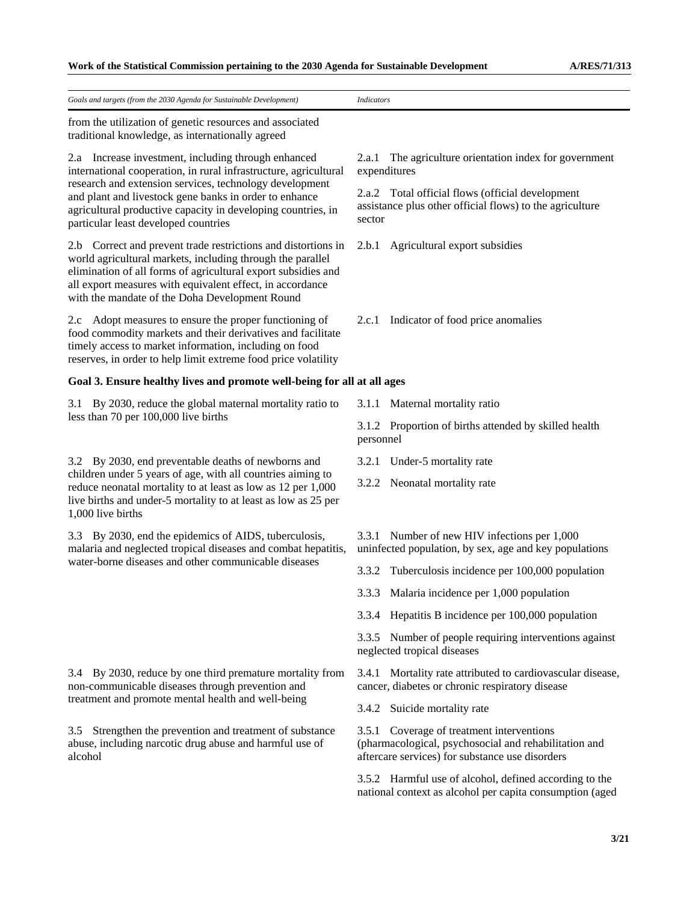| *Goals and targets (from the 2030 Agenda for Sustainable Development)* | *Indicators* |
|---|---|
| from the utilization of genetic resources and associated traditional knowledge, as internationally agreed | |
| 2.a Increase investment, including through enhanced international cooperation, in rural infrastructure, agricultural research and extension services, technology development and plant and livestock gene banks in order to enhance agricultural productive capacity in developing countries, in particular least developed countries | 2.a.1 The agriculture orientation index for government expenditures<br><br>2.a.2 Total official flows (official development assistance plus other official flows) to the agriculture sector |
| 2.b Correct and prevent trade restrictions and distortions in world agricultural markets, including through the parallel elimination of all forms of agricultural export subsidies and all export measures with equivalent effect, in accordance with the mandate of the Doha Development Round | 2.b.1 Agricultural export subsidies |
| 2.c Adopt measures to ensure the proper functioning of food commodity markets and their derivatives and facilitate timely access to market information, including on food reserves, in order to help limit extreme food price volatility | 2.c.1 Indicator of food price anomalies |
| **Goal 3. Ensure healthy lives and promote well-being for all at all ages** | |
| 3.1 By 2030, reduce the global maternal mortality ratio to less than 70 per 100,000 live births | 3.1.1 Maternal mortality ratio<br><br>3.1.2 Proportion of births attended by skilled health personnel |
| 3.2 By 2030, end preventable deaths of newborns and children under 5 years of age, with all countries aiming to reduce neonatal mortality to at least as low as 12 per 1,000 live births and under-5 mortality to at least as low as 25 per 1,000 live births | 3.2.1 Under-5 mortality rate<br><br>3.2.2 Neonatal mortality rate |
| 3.3 By 2030, end the epidemics of AIDS, tuberculosis, malaria and neglected tropical diseases and combat hepatitis, water-borne diseases and other communicable diseases | 3.3.1 Number of new HIV infections per 1,000 uninfected population, by sex, age and key populations<br><br>3.3.2 Tuberculosis incidence per 100,000 population<br><br>3.3.3 Malaria incidence per 1,000 population<br><br>3.3.4 Hepatitis B incidence per 100,000 population<br><br>3.3.5 Number of people requiring interventions against neglected tropical diseases |
| 3.4 By 2030, reduce by one third premature mortality from non-communicable diseases through prevention and treatment and promote mental health and well-being | 3.4.1 Mortality rate attributed to cardiovascular disease, cancer, diabetes or chronic respiratory disease<br><br>3.4.2 Suicide mortality rate |
| 3.5 Strengthen the prevention and treatment of substance abuse, including narcotic drug abuse and harmful use of alcohol | 3.5.1 Coverage of treatment interventions (pharmacological, psychosocial and rehabilitation and aftercare services) for substance use disorders<br><br>3.5.2 Harmful use of alcohol, defined according to the national context as alcohol per capita consumption (aged |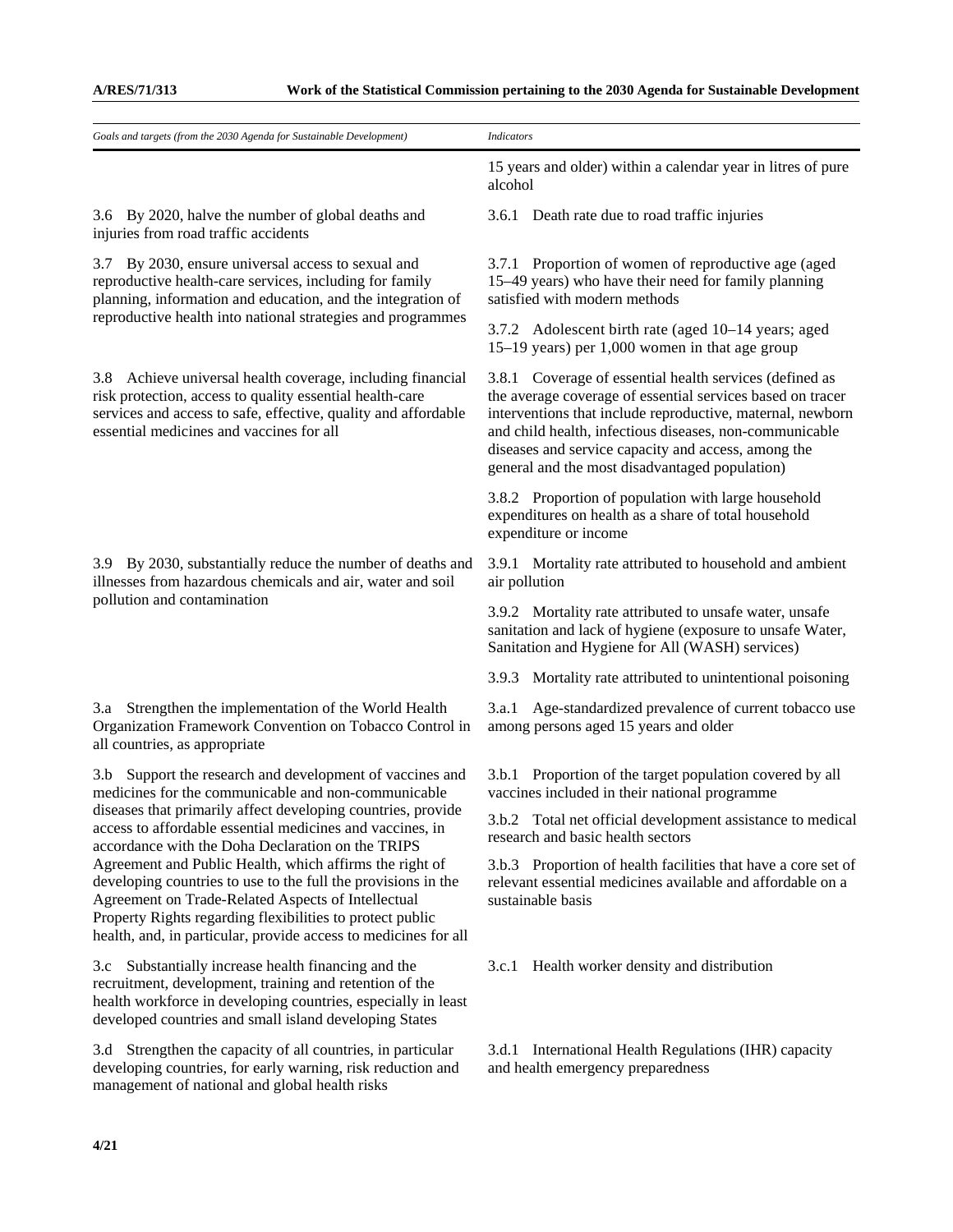| *Goals and targets (from the 2030 Agenda for Sustainable Development)* | *Indicators* |
|---|---|
| | 15 years and older) within a calendar year in litres of pure alcohol |
| 3.6 By 2020, halve the number of global deaths and injuries from road traffic accidents | 3.6.1 Death rate due to road traffic injuries |
| 3.7 By 2030, ensure universal access to sexual and reproductive health-care services, including for family planning, information and education, and the integration of reproductive health into national strategies and programmes | 3.7.1 Proportion of women of reproductive age (aged 15–49 years) who have their need for family planning satisfied with modern methods |
| | 3.7.2 Adolescent birth rate (aged 10–14 years; aged 15–19 years) per 1,000 women in that age group |
| 3.8 Achieve universal health coverage, including financial risk protection, access to quality essential health-care services and access to safe, effective, quality and affordable essential medicines and vaccines for all | 3.8.1 Coverage of essential health services (defined as the average coverage of essential services based on tracer interventions that include reproductive, maternal, newborn and child health, infectious diseases, non-communicable diseases and service capacity and access, among the general and the most disadvantaged population) |
| | 3.8.2 Proportion of population with large household expenditures on health as a share of total household expenditure or income |
| 3.9 By 2030, substantially reduce the number of deaths and illnesses from hazardous chemicals and air, water and soil pollution and contamination | 3.9.1 Mortality rate attributed to household and ambient air pollution |
| | 3.9.2 Mortality rate attributed to unsafe water, unsafe sanitation and lack of hygiene (exposure to unsafe Water, Sanitation and Hygiene for All (WASH) services) |
| | 3.9.3 Mortality rate attributed to unintentional poisoning |
| 3.a Strengthen the implementation of the World Health Organization Framework Convention on Tobacco Control in all countries, as appropriate | 3.a.1 Age-standardized prevalence of current tobacco use among persons aged 15 years and older |
| 3.b Support the research and development of vaccines and medicines for the communicable and non-communicable diseases that primarily affect developing countries, provide access to affordable essential medicines and vaccines, in accordance with the Doha Declaration on the TRIPS Agreement and Public Health, which affirms the right of developing countries to use to the full the provisions in the Agreement on Trade-Related Aspects of Intellectual Property Rights regarding flexibilities to protect public health, and, in particular, provide access to medicines for all | 3.b.1 Proportion of the target population covered by all vaccines included in their national programme |
| | 3.b.2 Total net official development assistance to medical research and basic health sectors |
| | 3.b.3 Proportion of health facilities that have a core set of relevant essential medicines available and affordable on a sustainable basis |
| 3.c Substantially increase health financing and the recruitment, development, training and retention of the health workforce in developing countries, especially in least developed countries and small island developing States | 3.c.1 Health worker density and distribution |
| 3.d Strengthen the capacity of all countries, in particular developing countries, for early warning, risk reduction and management of national and global health risks | 3.d.1 International Health Regulations (IHR) capacity and health emergency preparedness |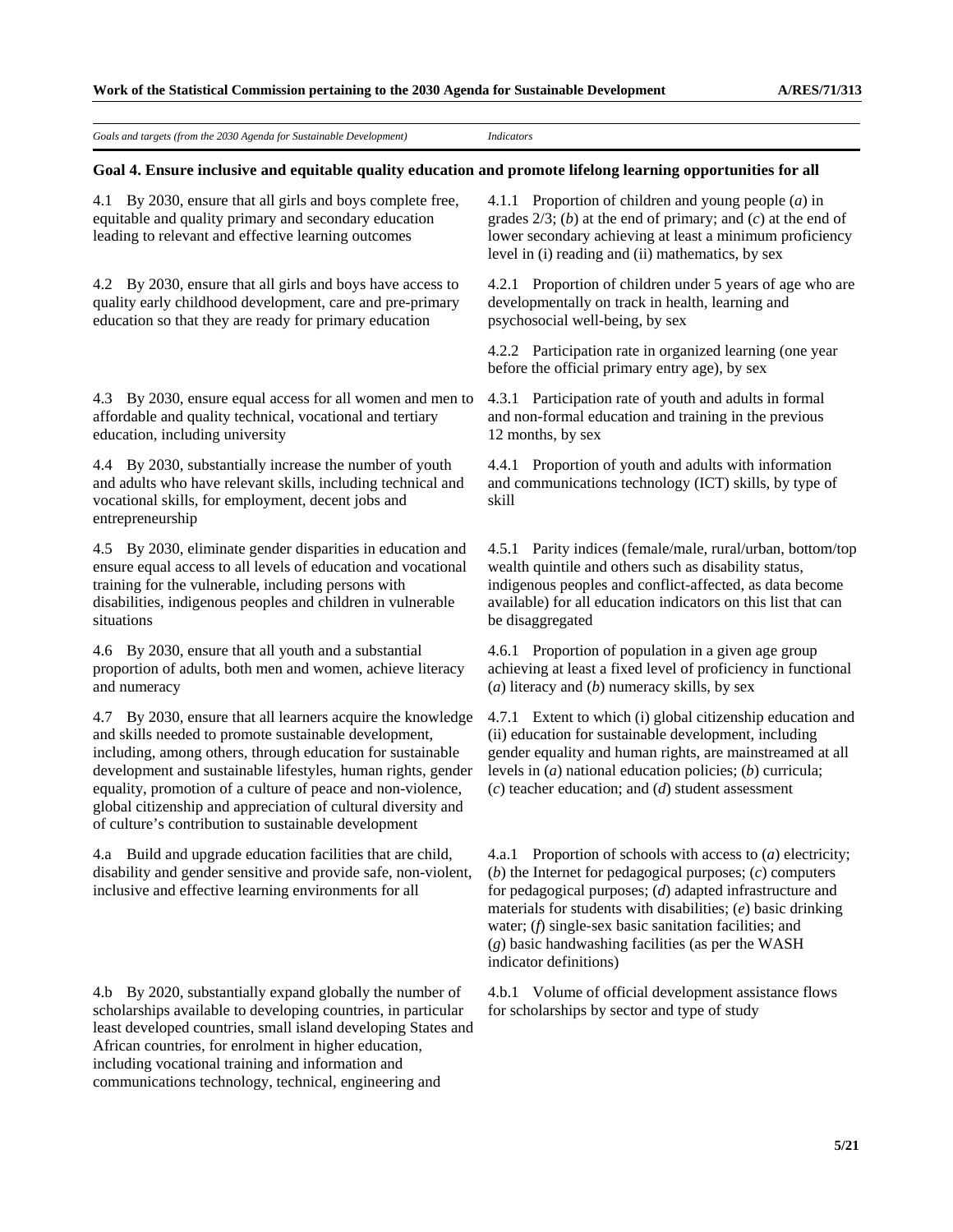| *Goals and targets (from the 2030 Agenda for Sustainable Development)* | *Indicators* |
|---|---|
| **Goal 4. Ensure inclusive and equitable quality education and promote lifelong learning opportunities for all** | |
| 4.1 By 2030, ensure that all girls and boys complete free, equitable and quality primary and secondary education leading to relevant and effective learning outcomes | 4.1.1 Proportion of children and young people (*a*) in grades 2/3; (*b*) at the end of primary; and (*c*) at the end of lower secondary achieving at least a minimum proficiency level in (i) reading and (ii) mathematics, by sex |
| 4.2 By 2030, ensure that all girls and boys have access to quality early childhood development, care and pre-primary education so that they are ready for primary education | 4.2.1 Proportion of children under 5 years of age who are developmentally on track in health, learning and psychosocial well-being, by sex |
| | 4.2.2 Participation rate in organized learning (one year before the official primary entry age), by sex |
| 4.3 By 2030, ensure equal access for all women and men to affordable and quality technical, vocational and tertiary education, including university | 4.3.1 Participation rate of youth and adults in formal and non-formal education and training in the previous 12 months, by sex |
| 4.4 By 2030, substantially increase the number of youth and adults who have relevant skills, including technical and vocational skills, for employment, decent jobs and entrepreneurship | 4.4.1 Proportion of youth and adults with information and communications technology (ICT) skills, by type of skill |
| 4.5 By 2030, eliminate gender disparities in education and ensure equal access to all levels of education and vocational training for the vulnerable, including persons with disabilities, indigenous peoples and children in vulnerable situations | 4.5.1 Parity indices (female/male, rural/urban, bottom/top wealth quintile and others such as disability status, indigenous peoples and conflict-affected, as data become available) for all education indicators on this list that can be disaggregated |
| 4.6 By 2030, ensure that all youth and a substantial proportion of adults, both men and women, achieve literacy and numeracy | 4.6.1 Proportion of population in a given age group achieving at least a fixed level of proficiency in functional (*a*) literacy and (*b*) numeracy skills, by sex |
| 4.7 By 2030, ensure that all learners acquire the knowledge and skills needed to promote sustainable development, including, among others, through education for sustainable development and sustainable lifestyles, human rights, gender equality, promotion of a culture of peace and non-violence, global citizenship and appreciation of cultural diversity and of culture's contribution to sustainable development | 4.7.1 Extent to which (i) global citizenship education and (ii) education for sustainable development, including gender equality and human rights, are mainstreamed at all levels in (*a*) national education policies; (*b*) curricula; (*c*) teacher education; and (*d*) student assessment |
| 4.a Build and upgrade education facilities that are child, disability and gender sensitive and provide safe, non-violent, inclusive and effective learning environments for all | 4.a.1 Proportion of schools with access to (*a*) electricity; (*b*) the Internet for pedagogical purposes; (*c*) computers for pedagogical purposes; (*d*) adapted infrastructure and materials for students with disabilities; (*e*) basic drinking water; (*f*) single-sex basic sanitation facilities; and (*g*) basic handwashing facilities (as per the WASH indicator definitions) |
| 4.b By 2020, substantially expand globally the number of scholarships available to developing countries, in particular least developed countries, small island developing States and African countries, for enrolment in higher education, including vocational training and information and communications technology, technical, engineering and | 4.b.1 Volume of official development assistance flows for scholarships by sector and type of study |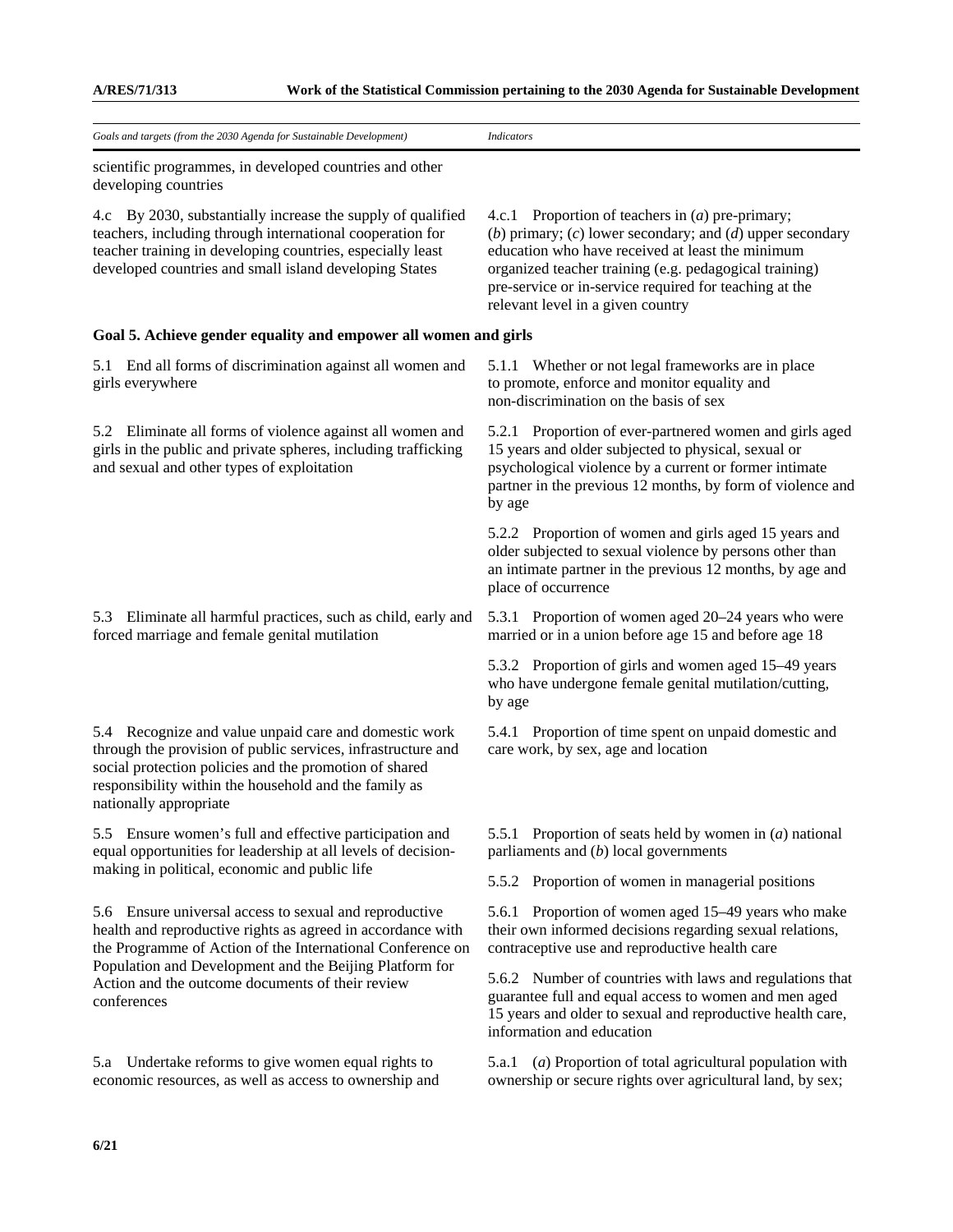| *Goals and targets (from the 2030 Agenda for Sustainable Development)* | *Indicators* |
|---|---|
| scientific programmes, in developed countries and other developing countries | |
| 4.c By 2030, substantially increase the supply of qualified teachers, including through international cooperation for teacher training in developing countries, especially least developed countries and small island developing States | 4.c.1 Proportion of teachers in (*a*) pre-primary; (*b*) primary; (*c*) lower secondary; and (*d*) upper secondary education who have received at least the minimum organized teacher training (e.g. pedagogical training) pre-service or in-service required for teaching at the relevant level in a given country |
| **Goal 5. Achieve gender equality and empower all women and girls** | |
| 5.1 End all forms of discrimination against all women and girls everywhere | 5.1.1 Whether or not legal frameworks are in place to promote, enforce and monitor equality and non-discrimination on the basis of sex |
| 5.2 Eliminate all forms of violence against all women and girls in the public and private spheres, including trafficking and sexual and other types of exploitation | 5.2.1 Proportion of ever-partnered women and girls aged 15 years and older subjected to physical, sexual or psychological violence by a current or former intimate partner in the previous 12 months, by form of violence and by age |
| | 5.2.2 Proportion of women and girls aged 15 years and older subjected to sexual violence by persons other than an intimate partner in the previous 12 months, by age and place of occurrence |
| 5.3 Eliminate all harmful practices, such as child, early and forced marriage and female genital mutilation | 5.3.1 Proportion of women aged 20–24 years who were married or in a union before age 15 and before age 18 |
| | 5.3.2 Proportion of girls and women aged 15–49 years who have undergone female genital mutilation/cutting, by age |
| 5.4 Recognize and value unpaid care and domestic work through the provision of public services, infrastructure and social protection policies and the promotion of shared responsibility within the household and the family as nationally appropriate | 5.4.1 Proportion of time spent on unpaid domestic and care work, by sex, age and location |
| 5.5 Ensure women's full and effective participation and equal opportunities for leadership at all levels of decision-making in political, economic and public life | 5.5.1 Proportion of seats held by women in (*a*) national parliaments and (*b*) local governments |
| | 5.5.2 Proportion of women in managerial positions |
| 5.6 Ensure universal access to sexual and reproductive health and reproductive rights as agreed in accordance with the Programme of Action of the International Conference on Population and Development and the Beijing Platform for Action and the outcome documents of their review conferences | 5.6.1 Proportion of women aged 15–49 years who make their own informed decisions regarding sexual relations, contraceptive use and reproductive health care |
| | 5.6.2 Number of countries with laws and regulations that guarantee full and equal access to women and men aged 15 years and older to sexual and reproductive health care, information and education |
| 5.a Undertake reforms to give women equal rights to economic resources, as well as access to ownership and | 5.a.1 (*a*) Proportion of total agricultural population with ownership or secure rights over agricultural land, by sex; |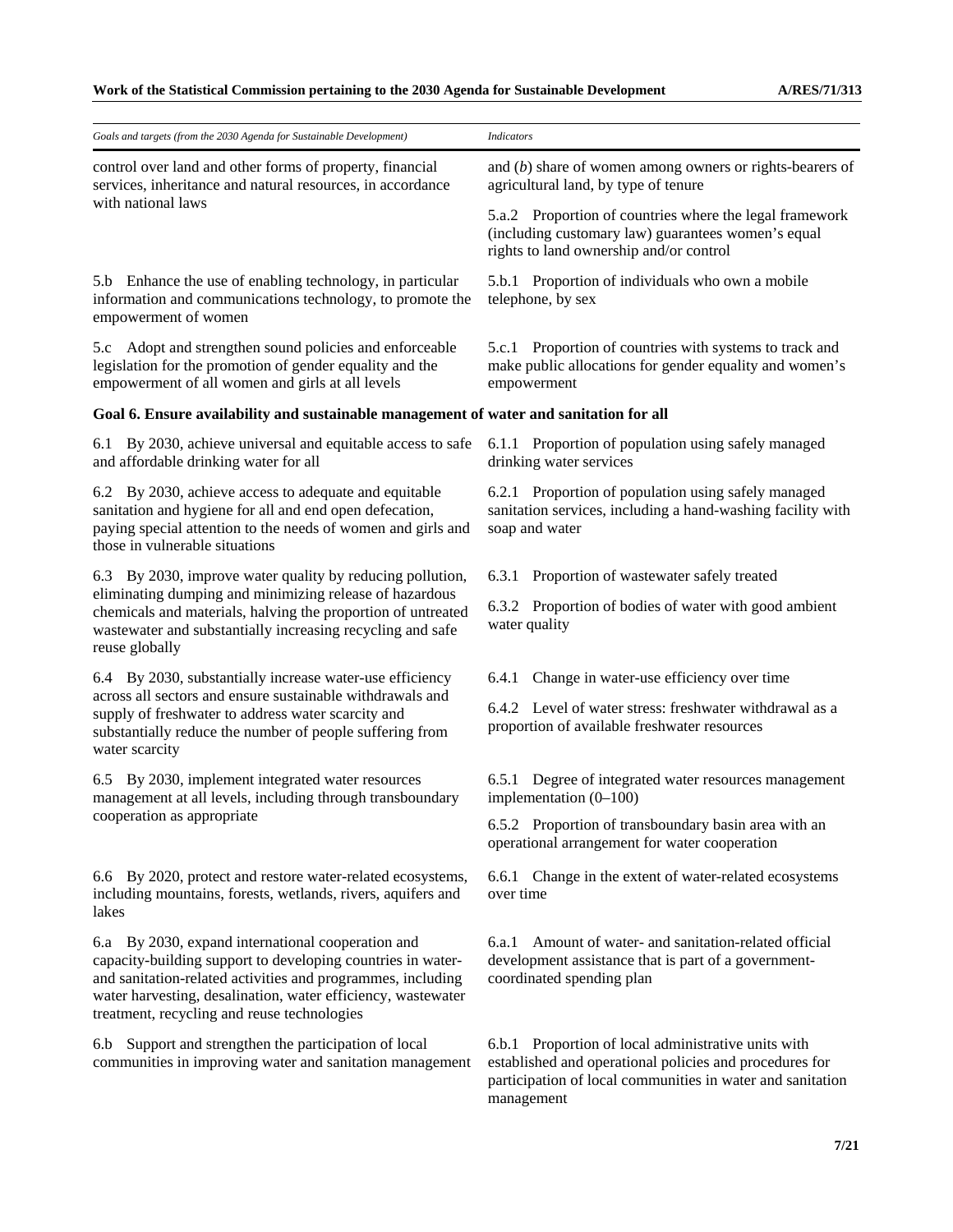| Goals and targets (from the 2030 Agenda for Sustainable Development) | Indicators |
|---|---|
| control over land and other forms of property, financial services, inheritance and natural resources, in accordance with national laws | and (*b*) share of women among owners or rights-bearers of agricultural land, by type of tenure |
| | 5.a.2 Proportion of countries where the legal framework (including customary law) guarantees women's equal rights to land ownership and/or control |
| 5.b Enhance the use of enabling technology, in particular information and communications technology, to promote the empowerment of women | 5.b.1 Proportion of individuals who own a mobile telephone, by sex |
| 5.c Adopt and strengthen sound policies and enforceable legislation for the promotion of gender equality and the empowerment of all women and girls at all levels | 5.c.1 Proportion of countries with systems to track and make public allocations for gender equality and women's empowerment |
| **Goal 6. Ensure availability and sustainable management of water and sanitation for all** | |
| 6.1 By 2030, achieve universal and equitable access to safe and affordable drinking water for all | 6.1.1 Proportion of population using safely managed drinking water services |
| 6.2 By 2030, achieve access to adequate and equitable sanitation and hygiene for all and end open defecation, paying special attention to the needs of women and girls and those in vulnerable situations | 6.2.1 Proportion of population using safely managed sanitation services, including a hand-washing facility with soap and water |
| 6.3 By 2030, improve water quality by reducing pollution, eliminating dumping and minimizing release of hazardous chemicals and materials, halving the proportion of untreated wastewater and substantially increasing recycling and safe reuse globally | 6.3.1 Proportion of wastewater safely treated |
| | 6.3.2 Proportion of bodies of water with good ambient water quality |
| 6.4 By 2030, substantially increase water-use efficiency across all sectors and ensure sustainable withdrawals and supply of freshwater to address water scarcity and substantially reduce the number of people suffering from water scarcity | 6.4.1 Change in water-use efficiency over time |
| | 6.4.2 Level of water stress: freshwater withdrawal as a proportion of available freshwater resources |
| 6.5 By 2030, implement integrated water resources management at all levels, including through transboundary cooperation as appropriate | 6.5.1 Degree of integrated water resources management implementation (0–100) |
| | 6.5.2 Proportion of transboundary basin area with an operational arrangement for water cooperation |
| 6.6 By 2020, protect and restore water-related ecosystems, including mountains, forests, wetlands, rivers, aquifers and lakes | 6.6.1 Change in the extent of water-related ecosystems over time |
| 6.a By 2030, expand international cooperation and capacity-building support to developing countries in water- and sanitation-related activities and programmes, including water harvesting, desalination, water efficiency, wastewater treatment, recycling and reuse technologies | 6.a.1 Amount of water- and sanitation-related official development assistance that is part of a government-coordinated spending plan |
| 6.b Support and strengthen the participation of local communities in improving water and sanitation management | 6.b.1 Proportion of local administrative units with established and operational policies and procedures for participation of local communities in water and sanitation management |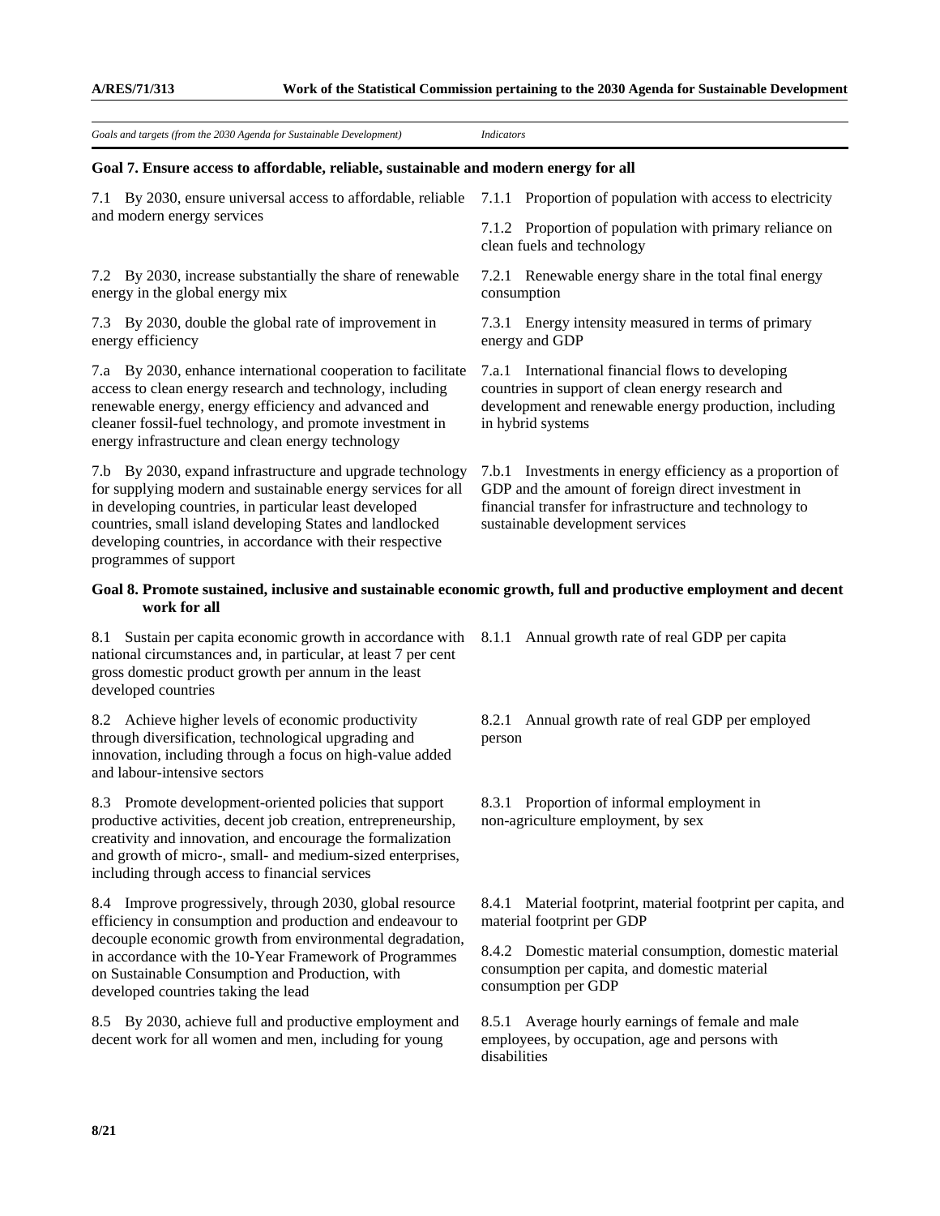| *Goals and targets (from the 2030 Agenda for Sustainable Development)* | *Indicators* |
|---|---|
| **Goal 7. Ensure access to affordable, reliable, sustainable and modern energy for all** | |
| 7.1 By 2030, ensure universal access to affordable, reliable and modern energy services | 7.1.1 Proportion of population with access to electricity |
| | 7.1.2 Proportion of population with primary reliance on clean fuels and technology |
| 7.2 By 2030, increase substantially the share of renewable energy in the global energy mix | 7.2.1 Renewable energy share in the total final energy consumption |
| 7.3 By 2030, double the global rate of improvement in energy efficiency | 7.3.1 Energy intensity measured in terms of primary energy and GDP |
| 7.a By 2030, enhance international cooperation to facilitate access to clean energy research and technology, including renewable energy, energy efficiency and advanced and cleaner fossil-fuel technology, and promote investment in energy infrastructure and clean energy technology | 7.a.1 International financial flows to developing countries in support of clean energy research and development and renewable energy production, including in hybrid systems |
| 7.b By 2030, expand infrastructure and upgrade technology for supplying modern and sustainable energy services for all in developing countries, in particular least developed countries, small island developing States and landlocked developing countries, in accordance with their respective programmes of support | 7.b.1 Investments in energy efficiency as a proportion of GDP and the amount of foreign direct investment in financial transfer for infrastructure and technology to sustainable development services |
| **Goal 8. Promote sustained, inclusive and sustainable economic growth, full and productive employment and decent work for all** | |
| 8.1 Sustain per capita economic growth in accordance with national circumstances and, in particular, at least 7 per cent gross domestic product growth per annum in the least developed countries | 8.1.1 Annual growth rate of real GDP per capita |
| 8.2 Achieve higher levels of economic productivity through diversification, technological upgrading and innovation, including through a focus on high-value added and labour-intensive sectors | 8.2.1 Annual growth rate of real GDP per employed person |
| 8.3 Promote development-oriented policies that support productive activities, decent job creation, entrepreneurship, creativity and innovation, and encourage the formalization and growth of micro-, small- and medium-sized enterprises, including through access to financial services | 8.3.1 Proportion of informal employment in non-agriculture employment, by sex |
| 8.4 Improve progressively, through 2030, global resource efficiency in consumption and production and endeavour to decouple economic growth from environmental degradation, in accordance with the 10-Year Framework of Programmes on Sustainable Consumption and Production, with developed countries taking the lead | 8.4.1 Material footprint, material footprint per capita, and material footprint per GDP |
| | 8.4.2 Domestic material consumption, domestic material consumption per capita, and domestic material consumption per GDP |
| 8.5 By 2030, achieve full and productive employment and decent work for all women and men, including for young | 8.5.1 Average hourly earnings of female and male employees, by occupation, age and persons with disabilities |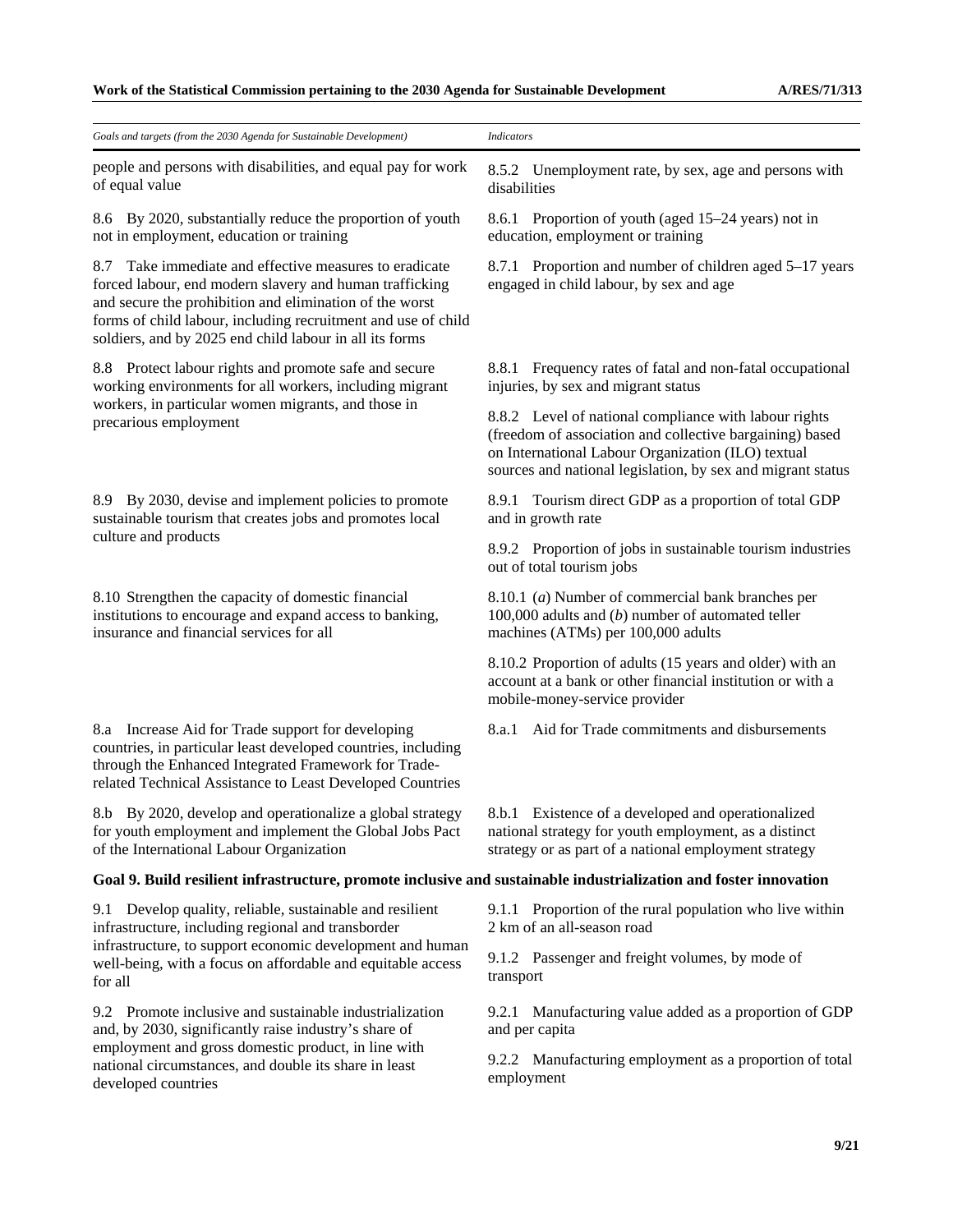| *Goals and targets (from the 2030 Agenda for Sustainable Development)* | *Indicators* |
|---|---|
| people and persons with disabilities, and equal pay for work of equal value | 8.5.2 Unemployment rate, by sex, age and persons with disabilities |
| 8.6 By 2020, substantially reduce the proportion of youth not in employment, education or training | 8.6.1 Proportion of youth (aged 15–24 years) not in education, employment or training |
| 8.7 Take immediate and effective measures to eradicate forced labour, end modern slavery and human trafficking and secure the prohibition and elimination of the worst forms of child labour, including recruitment and use of child soldiers, and by 2025 end child labour in all its forms | 8.7.1 Proportion and number of children aged 5–17 years engaged in child labour, by sex and age |
| 8.8 Protect labour rights and promote safe and secure working environments for all workers, including migrant workers, in particular women migrants, and those in precarious employment | 8.8.1 Frequency rates of fatal and non-fatal occupational injuries, by sex and migrant status |
| | 8.8.2 Level of national compliance with labour rights (freedom of association and collective bargaining) based on International Labour Organization (ILO) textual sources and national legislation, by sex and migrant status |
| 8.9 By 2030, devise and implement policies to promote sustainable tourism that creates jobs and promotes local culture and products | 8.9.1 Tourism direct GDP as a proportion of total GDP and in growth rate |
| | 8.9.2 Proportion of jobs in sustainable tourism industries out of total tourism jobs |
| 8.10 Strengthen the capacity of domestic financial institutions to encourage and expand access to banking, insurance and financial services for all | 8.10.1 (*a*) Number of commercial bank branches per 100,000 adults and (*b*) number of automated teller machines (ATMs) per 100,000 adults |
| | 8.10.2 Proportion of adults (15 years and older) with an account at a bank or other financial institution or with a mobile-money-service provider |
| 8.a Increase Aid for Trade support for developing countries, in particular least developed countries, including through the Enhanced Integrated Framework for Trade-related Technical Assistance to Least Developed Countries | 8.a.1 Aid for Trade commitments and disbursements |
| 8.b By 2020, develop and operationalize a global strategy for youth employment and implement the Global Jobs Pact of the International Labour Organization | 8.b.1 Existence of a developed and operationalized national strategy for youth employment, as a distinct strategy or as part of a national employment strategy |
| **Goal 9. Build resilient infrastructure, promote inclusive and sustainable industrialization and foster innovation** | |
| 9.1 Develop quality, reliable, sustainable and resilient infrastructure, including regional and transborder infrastructure, to support economic development and human well-being, with a focus on affordable and equitable access for all | 9.1.1 Proportion of the rural population who live within 2 km of an all-season road |
| | 9.1.2 Passenger and freight volumes, by mode of transport |
| 9.2 Promote inclusive and sustainable industrialization and, by 2030, significantly raise industry's share of employment and gross domestic product, in line with national circumstances, and double its share in least developed countries | 9.2.1 Manufacturing value added as a proportion of GDP and per capita |
| | 9.2.2 Manufacturing employment as a proportion of total employment |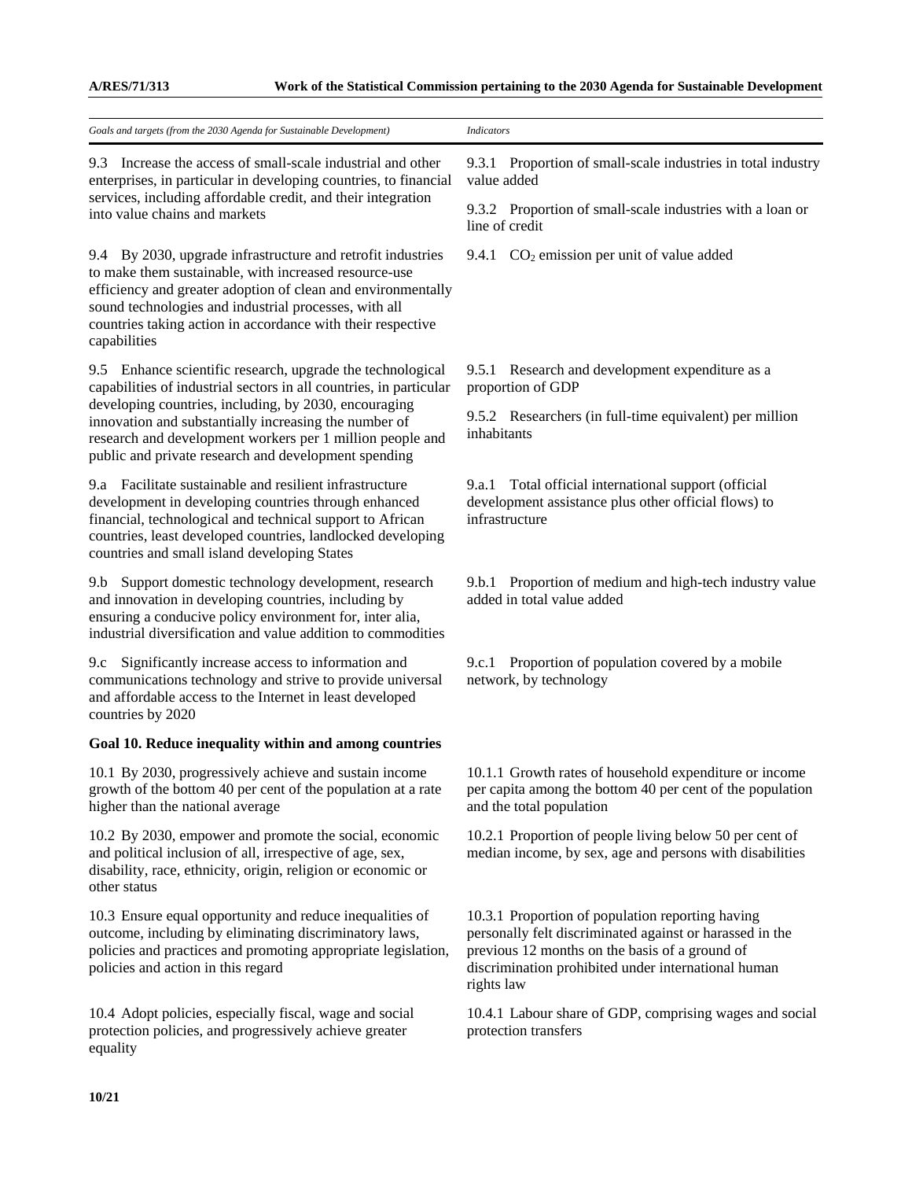| *Goals and targets (from the 2030 Agenda for Sustainable Development)* | *Indicators* |
|---|---|
| 9.3 Increase the access of small-scale industrial and other enterprises, in particular in developing countries, to financial services, including affordable credit, and their integration into value chains and markets | 9.3.1 Proportion of small-scale industries in total industry value added<br>9.3.2 Proportion of small-scale industries with a loan or line of credit |
| 9.4 By 2030, upgrade infrastructure and retrofit industries to make them sustainable, with increased resource-use efficiency and greater adoption of clean and environmentally sound technologies and industrial processes, with all countries taking action in accordance with their respective capabilities | 9.4.1 $CO_2$ emission per unit of value added |
| 9.5 Enhance scientific research, upgrade the technological capabilities of industrial sectors in all countries, in particular developing countries, including, by 2030, encouraging innovation and substantially increasing the number of research and development workers per 1 million people and public and private research and development spending | 9.5.1 Research and development expenditure as a proportion of GDP<br>9.5.2 Researchers (in full-time equivalent) per million inhabitants |
| 9.a Facilitate sustainable and resilient infrastructure development in developing countries through enhanced financial, technological and technical support to African countries, least developed countries, landlocked developing countries and small island developing States | 9.a.1 Total official international support (official development assistance plus other official flows) to infrastructure |
| 9.b Support domestic technology development, research and innovation in developing countries, including by ensuring a conducive policy environment for, inter alia, industrial diversification and value addition to commodities | 9.b.1 Proportion of medium and high-tech industry value added in total value added |
| 9.c Significantly increase access to information and communications technology and strive to provide universal and affordable access to the Internet in least developed countries by 2020 | 9.c.1 Proportion of population covered by a mobile network, by technology |
| **Goal 10. Reduce inequality within and among countries** | |
| 10.1 By 2030, progressively achieve and sustain income growth of the bottom 40 per cent of the population at a rate higher than the national average | 10.1.1 Growth rates of household expenditure or income per capita among the bottom 40 per cent of the population and the total population |
| 10.2 By 2030, empower and promote the social, economic and political inclusion of all, irrespective of age, sex, disability, race, ethnicity, origin, religion or economic or other status | 10.2.1 Proportion of people living below 50 per cent of median income, by sex, age and persons with disabilities |
| 10.3 Ensure equal opportunity and reduce inequalities of outcome, including by eliminating discriminatory laws, policies and practices and promoting appropriate legislation, policies and action in this regard | 10.3.1 Proportion of population reporting having personally felt discriminated against or harassed in the previous 12 months on the basis of a ground of discrimination prohibited under international human rights law |
| 10.4 Adopt policies, especially fiscal, wage and social protection policies, and progressively achieve greater equality | 10.4.1 Labour share of GDP, comprising wages and social protection transfers |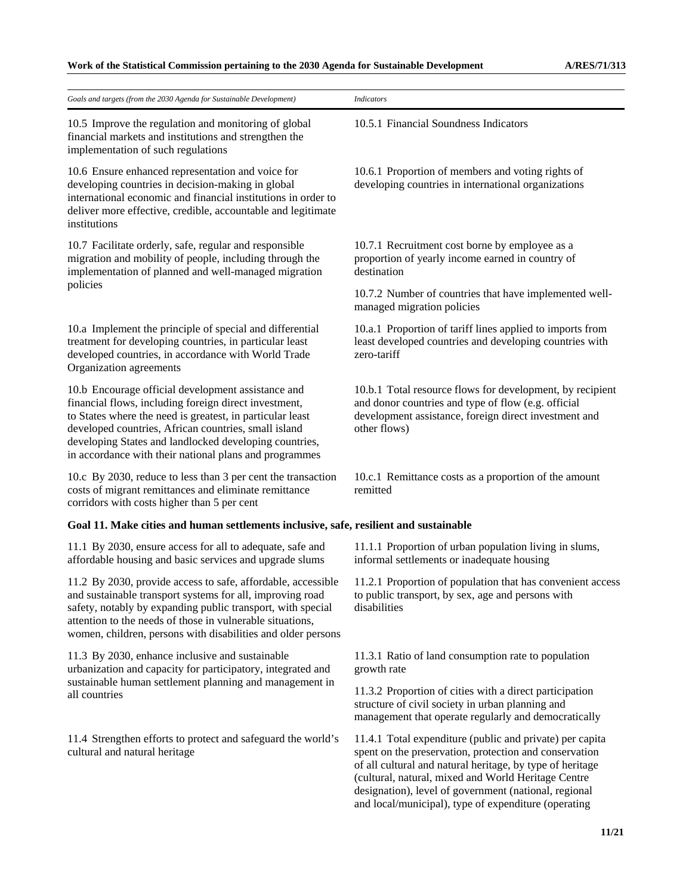| *Goals and targets (from the 2030 Agenda for Sustainable Development)* | *Indicators* |
| --- | --- |
| 10.5 Improve the regulation and monitoring of global financial markets and institutions and strengthen the implementation of such regulations | 10.5.1 Financial Soundness Indicators |
| 10.6 Ensure enhanced representation and voice for developing countries in decision-making in global international economic and financial institutions in order to deliver more effective, credible, accountable and legitimate institutions | 10.6.1 Proportion of members and voting rights of developing countries in international organizations |
| 10.7 Facilitate orderly, safe, regular and responsible migration and mobility of people, including through the implementation of planned and well-managed migration policies | 10.7.1 Recruitment cost borne by employee as a proportion of yearly income earned in country of destination |
| | 10.7.2 Number of countries that have implemented well-managed migration policies |
| 10.a Implement the principle of special and differential treatment for developing countries, in particular least developed countries, in accordance with World Trade Organization agreements | 10.a.1 Proportion of tariff lines applied to imports from least developed countries and developing countries with zero-tariff |
| 10.b Encourage official development assistance and financial flows, including foreign direct investment, to States where the need is greatest, in particular least developed countries, African countries, small island developing States and landlocked developing countries, in accordance with their national plans and programmes | 10.b.1 Total resource flows for development, by recipient and donor countries and type of flow (e.g. official development assistance, foreign direct investment and other flows) |
| 10.c By 2030, reduce to less than 3 per cent the transaction costs of migrant remittances and eliminate remittance corridors with costs higher than 5 per cent | 10.c.1 Remittance costs as a proportion of the amount remitted |
| **Goal 11. Make cities and human settlements inclusive, safe, resilient and sustainable** | |
| 11.1 By 2030, ensure access for all to adequate, safe and affordable housing and basic services and upgrade slums | 11.1.1 Proportion of urban population living in slums, informal settlements or inadequate housing |
| 11.2 By 2030, provide access to safe, affordable, accessible and sustainable transport systems for all, improving road safety, notably by expanding public transport, with special attention to the needs of those in vulnerable situations, women, children, persons with disabilities and older persons | 11.2.1 Proportion of population that has convenient access to public transport, by sex, age and persons with disabilities |
| 11.3 By 2030, enhance inclusive and sustainable urbanization and capacity for participatory, integrated and sustainable human settlement planning and management in all countries | 11.3.1 Ratio of land consumption rate to population growth rate |
| | 11.3.2 Proportion of cities with a direct participation structure of civil society in urban planning and management that operate regularly and democratically |
| 11.4 Strengthen efforts to protect and safeguard the world's cultural and natural heritage | 11.4.1 Total expenditure (public and private) per capita spent on the preservation, protection and conservation of all cultural and natural heritage, by type of heritage (cultural, natural, mixed and World Heritage Centre designation), level of government (national, regional and local/municipal), type of expenditure (operating |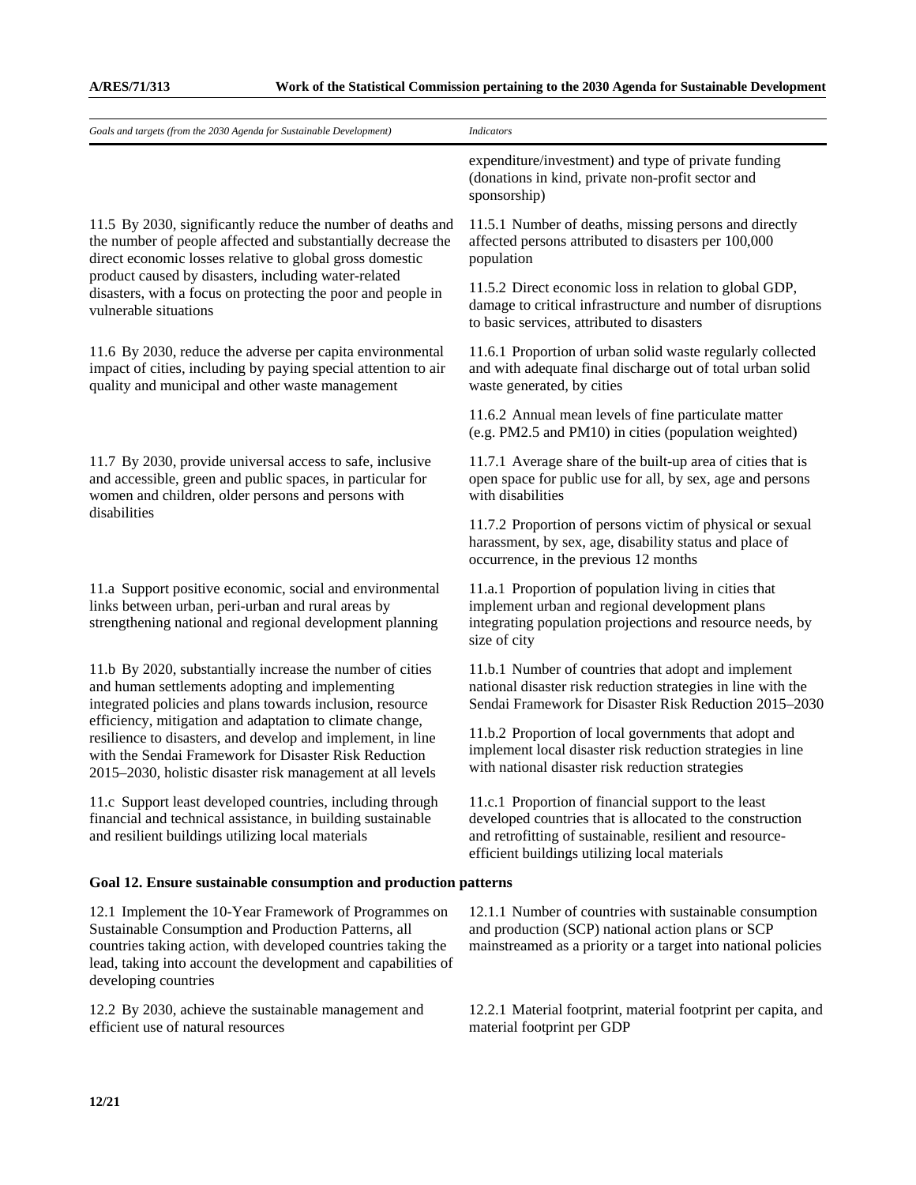| Goals and targets (from the 2030 Agenda for Sustainable Development) | Indicators |
|---|---|
| | expenditure/investment) and type of private funding (donations in kind, private non-profit sector and sponsorship) |
| 11.5 By 2030, significantly reduce the number of deaths and the number of people affected and substantially decrease the direct economic losses relative to global gross domestic product caused by disasters, including water-related disasters, with a focus on protecting the poor and people in vulnerable situations | 11.5.1 Number of deaths, missing persons and directly affected persons attributed to disasters per 100,000 population |
| | 11.5.2 Direct economic loss in relation to global GDP, damage to critical infrastructure and number of disruptions to basic services, attributed to disasters |
| 11.6 By 2030, reduce the adverse per capita environmental impact of cities, including by paying special attention to air quality and municipal and other waste management | 11.6.1 Proportion of urban solid waste regularly collected and with adequate final discharge out of total urban solid waste generated, by cities |
| | 11.6.2 Annual mean levels of fine particulate matter (e.g. PM2.5 and PM10) in cities (population weighted) |
| 11.7 By 2030, provide universal access to safe, inclusive and accessible, green and public spaces, in particular for women and children, older persons and persons with disabilities | 11.7.1 Average share of the built-up area of cities that is open space for public use for all, by sex, age and persons with disabilities |
| | 11.7.2 Proportion of persons victim of physical or sexual harassment, by sex, age, disability status and place of occurrence, in the previous 12 months |
| 11.a Support positive economic, social and environmental links between urban, peri-urban and rural areas by strengthening national and regional development planning | 11.a.1 Proportion of population living in cities that implement urban and regional development plans integrating population projections and resource needs, by size of city |
| 11.b By 2020, substantially increase the number of cities and human settlements adopting and implementing integrated policies and plans towards inclusion, resource efficiency, mitigation and adaptation to climate change, resilience to disasters, and develop and implement, in line with the Sendai Framework for Disaster Risk Reduction 2015–2030, holistic disaster risk management at all levels | 11.b.1 Number of countries that adopt and implement national disaster risk reduction strategies in line with the Sendai Framework for Disaster Risk Reduction 2015–2030 |
| | 11.b.2 Proportion of local governments that adopt and implement local disaster risk reduction strategies in line with national disaster risk reduction strategies |
| 11.c Support least developed countries, including through financial and technical assistance, in building sustainable and resilient buildings utilizing local materials | 11.c.1 Proportion of financial support to the least developed countries that is allocated to the construction and retrofitting of sustainable, resilient and resource-efficient buildings utilizing local materials |
| **Goal 12. Ensure sustainable consumption and production patterns** | |
| 12.1 Implement the 10-Year Framework of Programmes on Sustainable Consumption and Production Patterns, all countries taking action, with developed countries taking the lead, taking into account the development and capabilities of developing countries | 12.1.1 Number of countries with sustainable consumption and production (SCP) national action plans or SCP mainstreamed as a priority or a target into national policies |
| 12.2 By 2030, achieve the sustainable management and efficient use of natural resources | 12.2.1 Material footprint, material footprint per capita, and material footprint per GDP |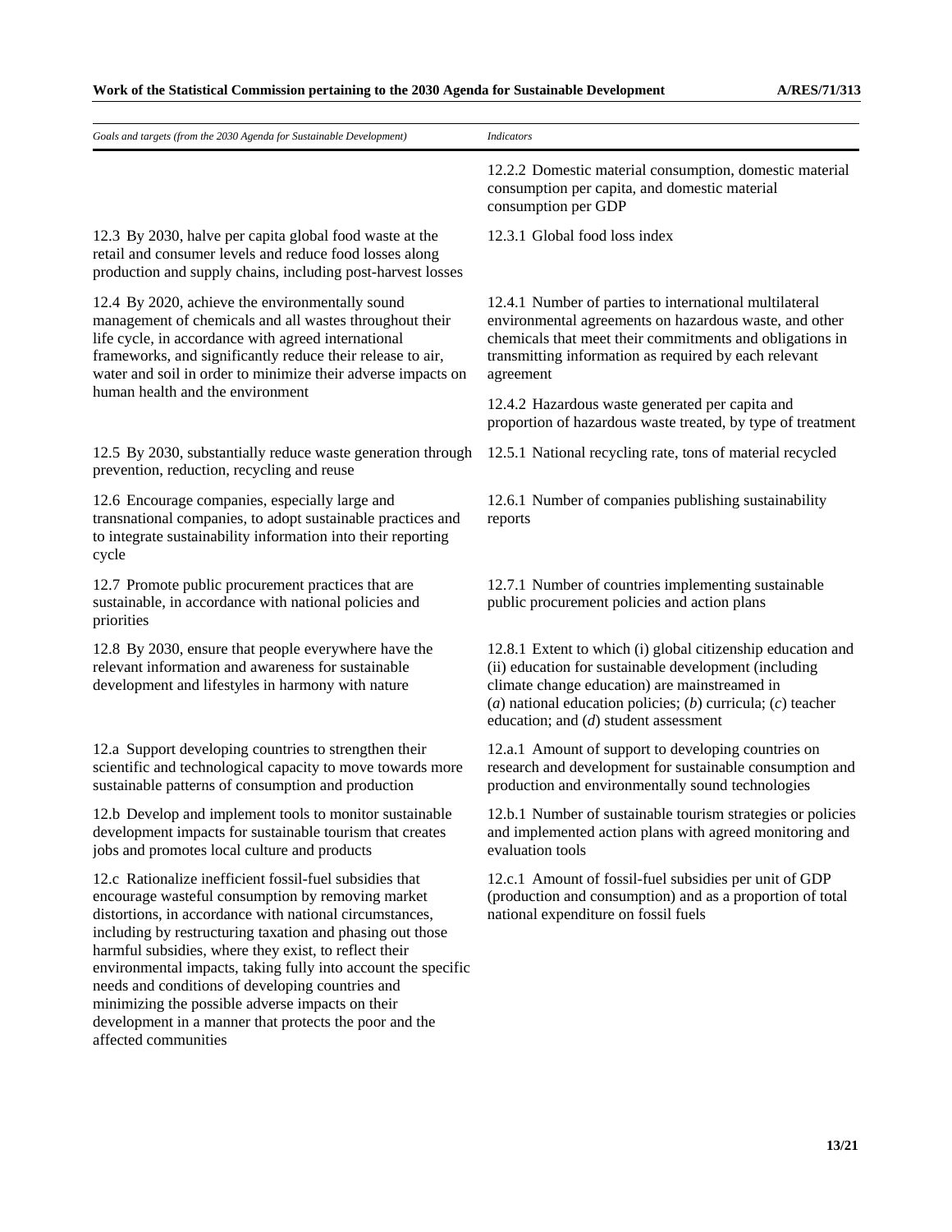| *Goals and targets (from the 2030 Agenda for Sustainable Development)* | *Indicators* |
|---|---|
| | 12.2.2 Domestic material consumption, domestic material consumption per capita, and domestic material consumption per GDP |
| 12.3 By 2030, halve per capita global food waste at the retail and consumer levels and reduce food losses along production and supply chains, including post-harvest losses | 12.3.1 Global food loss index |
| 12.4 By 2020, achieve the environmentally sound management of chemicals and all wastes throughout their life cycle, in accordance with agreed international frameworks, and significantly reduce their release to air, water and soil in order to minimize their adverse impacts on human health and the environment | 12.4.1 Number of parties to international multilateral environmental agreements on hazardous waste, and other chemicals that meet their commitments and obligations in transmitting information as required by each relevant agreement |
| | 12.4.2 Hazardous waste generated per capita and proportion of hazardous waste treated, by type of treatment |
| 12.5 By 2030, substantially reduce waste generation through prevention, reduction, recycling and reuse | 12.5.1 National recycling rate, tons of material recycled |
| 12.6 Encourage companies, especially large and transnational companies, to adopt sustainable practices and to integrate sustainability information into their reporting cycle | 12.6.1 Number of companies publishing sustainability reports |
| 12.7 Promote public procurement practices that are sustainable, in accordance with national policies and priorities | 12.7.1 Number of countries implementing sustainable public procurement policies and action plans |
| 12.8 By 2030, ensure that people everywhere have the relevant information and awareness for sustainable development and lifestyles in harmony with nature | 12.8.1 Extent to which (i) global citizenship education and (ii) education for sustainable development (including climate change education) are mainstreamed in (*a*) national education policies; (*b*) curricula; (*c*) teacher education; and (*d*) student assessment |
| 12.a Support developing countries to strengthen their scientific and technological capacity to move towards more sustainable patterns of consumption and production | 12.a.1 Amount of support to developing countries on research and development for sustainable consumption and production and environmentally sound technologies |
| 12.b Develop and implement tools to monitor sustainable development impacts for sustainable tourism that creates jobs and promotes local culture and products | 12.b.1 Number of sustainable tourism strategies or policies and implemented action plans with agreed monitoring and evaluation tools |
| 12.c Rationalize inefficient fossil-fuel subsidies that encourage wasteful consumption by removing market distortions, in accordance with national circumstances, including by restructuring taxation and phasing out those harmful subsidies, where they exist, to reflect their environmental impacts, taking fully into account the specific needs and conditions of developing countries and minimizing the possible adverse impacts on their development in a manner that protects the poor and the affected communities | 12.c.1 Amount of fossil-fuel subsidies per unit of GDP (production and consumption) and as a proportion of total national expenditure on fossil fuels |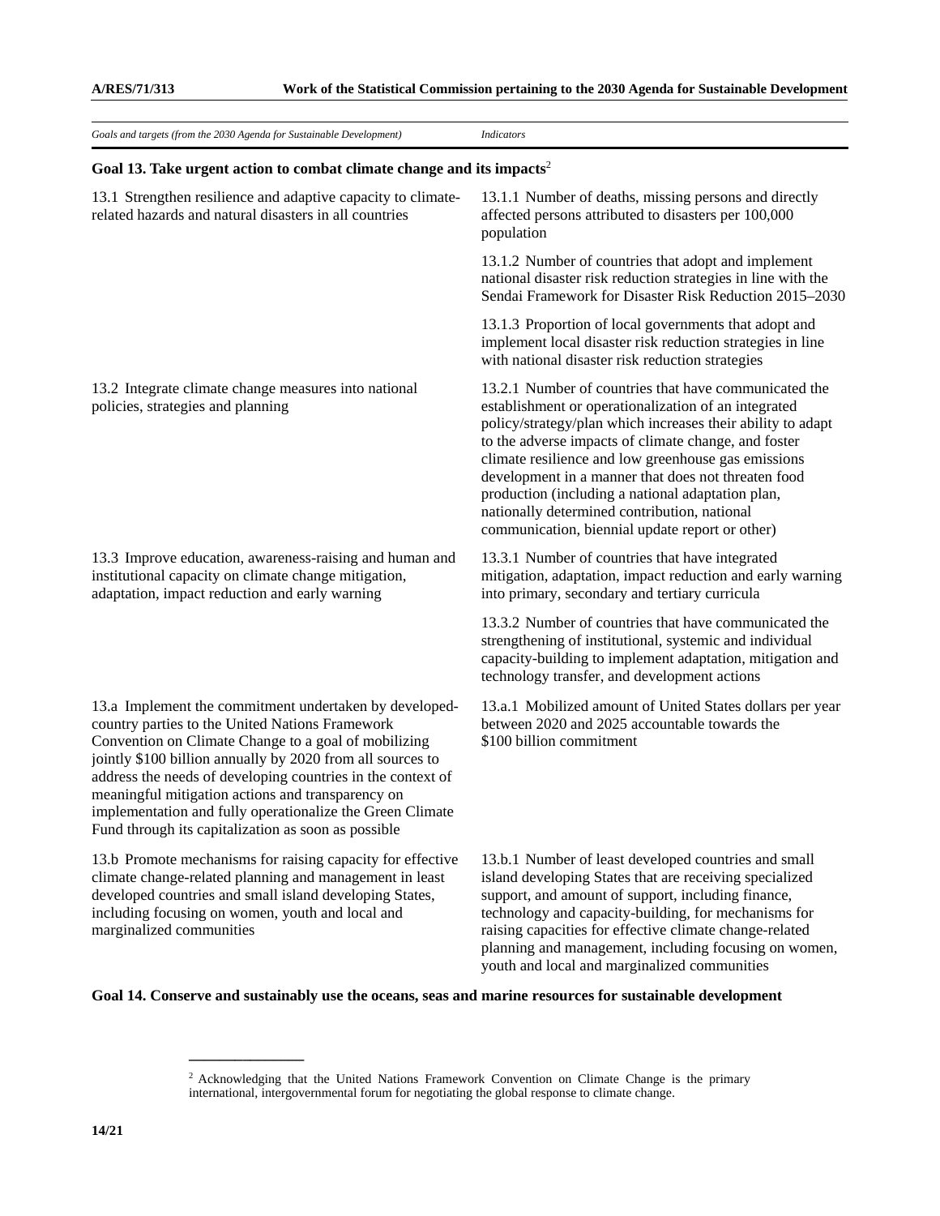| *Goals and targets (from the 2030 Agenda for Sustainable Development)* | *Indicators* |
|---|---|
| **Goal 13. Take urgent action to combat climate change and its impacts**[2] | |
| 13.1 Strengthen resilience and adaptive capacity to climate-related hazards and natural disasters in all countries | 13.1.1 Number of deaths, missing persons and directly affected persons attributed to disasters per 100,000 population |
| | 13.1.2 Number of countries that adopt and implement national disaster risk reduction strategies in line with the Sendai Framework for Disaster Risk Reduction 2015–2030 |
| | 13.1.3 Proportion of local governments that adopt and implement local disaster risk reduction strategies in line with national disaster risk reduction strategies |
| 13.2 Integrate climate change measures into national policies, strategies and planning | 13.2.1 Number of countries that have communicated the establishment or operationalization of an integrated policy/strategy/plan which increases their ability to adapt to the adverse impacts of climate change, and foster climate resilience and low greenhouse gas emissions development in a manner that does not threaten food production (including a national adaptation plan, nationally determined contribution, national communication, biennial update report or other) |
| 13.3 Improve education, awareness-raising and human and institutional capacity on climate change mitigation, adaptation, impact reduction and early warning | 13.3.1 Number of countries that have integrated mitigation, adaptation, impact reduction and early warning into primary, secondary and tertiary curricula |
| | 13.3.2 Number of countries that have communicated the strengthening of institutional, systemic and individual capacity-building to implement adaptation, mitigation and technology transfer, and development actions |
| 13.a Implement the commitment undertaken by developed-country parties to the United Nations Framework Convention on Climate Change to a goal of mobilizing jointly $100 billion annually by 2020 from all sources to address the needs of developing countries in the context of meaningful mitigation actions and transparency on implementation and fully operationalize the Green Climate Fund through its capitalization as soon as possible | 13.a.1 Mobilized amount of United States dollars per year between 2020 and 2025 accountable towards the $100 billion commitment |
| 13.b Promote mechanisms for raising capacity for effective climate change-related planning and management in least developed countries and small island developing States, including focusing on women, youth and local and marginalized communities | 13.b.1 Number of least developed countries and small island developing States that are receiving specialized support, and amount of support, including finance, technology and capacity-building, for mechanisms for raising capacities for effective climate change-related planning and management, including focusing on women, youth and local and marginalized communities |
| **Goal 14. Conserve and sustainably use the oceans, seas and marine resources for sustainable development** | |

[2] Acknowledging that the United Nations Framework Convention on Climate Change is the primary international, intergovernmental forum for negotiating the global response to climate change.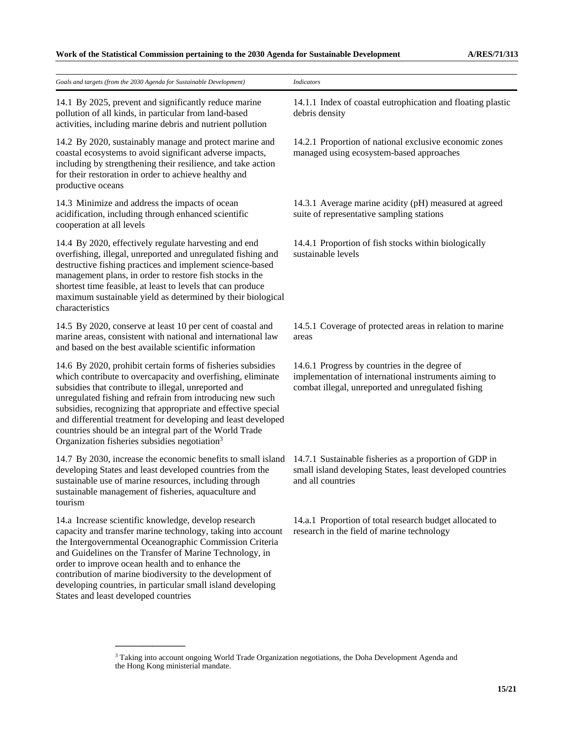| *Goals and targets (from the 2030 Agenda for Sustainable Development)* | *Indicators* |
|---|---|
| 14.1 By 2025, prevent and significantly reduce marine pollution of all kinds, in particular from land-based activities, including marine debris and nutrient pollution | 14.1.1 Index of coastal eutrophication and floating plastic debris density |
| 14.2 By 2020, sustainably manage and protect marine and coastal ecosystems to avoid significant adverse impacts, including by strengthening their resilience, and take action for their restoration in order to achieve healthy and productive oceans | 14.2.1 Proportion of national exclusive economic zones managed using ecosystem-based approaches |
| 14.3 Minimize and address the impacts of ocean acidification, including through enhanced scientific cooperation at all levels | 14.3.1 Average marine acidity (pH) measured at agreed suite of representative sampling stations |
| 14.4 By 2020, effectively regulate harvesting and end overfishing, illegal, unreported and unregulated fishing and destructive fishing practices and implement science-based management plans, in order to restore fish stocks in the shortest time feasible, at least to levels that can produce maximum sustainable yield as determined by their biological characteristics | 14.4.1 Proportion of fish stocks within biologically sustainable levels |
| 14.5 By 2020, conserve at least 10 per cent of coastal and marine areas, consistent with national and international law and based on the best available scientific information | 14.5.1 Coverage of protected areas in relation to marine areas |
| 14.6 By 2020, prohibit certain forms of fisheries subsidies which contribute to overcapacity and overfishing, eliminate subsidies that contribute to illegal, unreported and unregulated fishing and refrain from introducing new such subsidies, recognizing that appropriate and effective special and differential treatment for developing and least developed countries should be an integral part of the World Trade Organization fisheries subsidies negotiation[3] | 14.6.1 Progress by countries in the degree of implementation of international instruments aiming to combat illegal, unreported and unregulated fishing |
| 14.7 By 2030, increase the economic benefits to small island developing States and least developed countries from the sustainable use of marine resources, including through sustainable management of fisheries, aquaculture and tourism | 14.7.1 Sustainable fisheries as a proportion of GDP in small island developing States, least developed countries and all countries |
| 14.a Increase scientific knowledge, develop research capacity and transfer marine technology, taking into account the Intergovernmental Oceanographic Commission Criteria and Guidelines on the Transfer of Marine Technology, in order to improve ocean health and to enhance the contribution of marine biodiversity to the development of developing countries, in particular small island developing States and least developed countries | 14.a.1 Proportion of total research budget allocated to research in the field of marine technology |

[3] Taking into account ongoing World Trade Organization negotiations, the Doha Development Agenda and the Hong Kong ministerial mandate.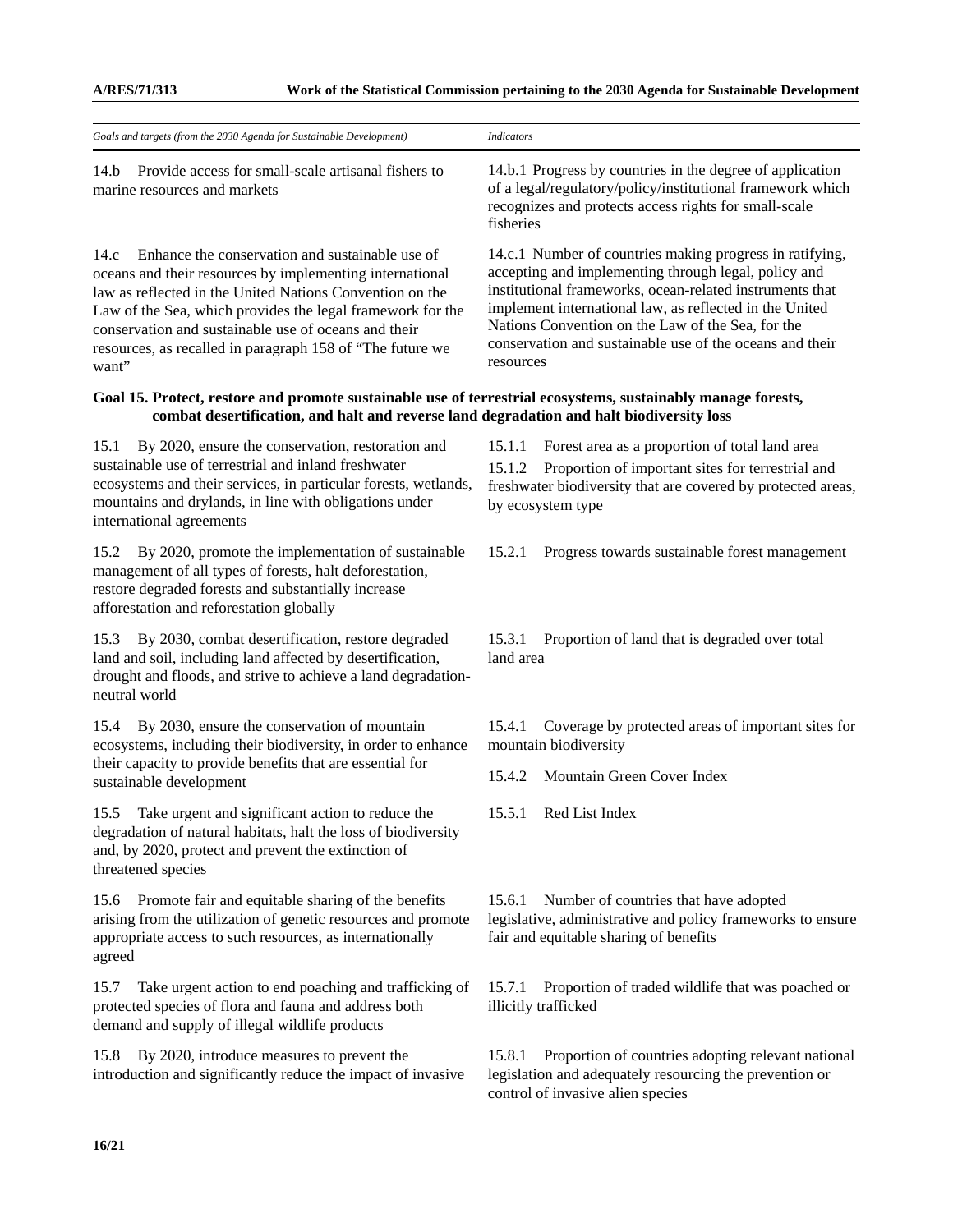| *Goals and targets (from the 2030 Agenda for Sustainable Development)* | *Indicators* |
|---|---|
| 14.b Provide access for small-scale artisanal fishers to marine resources and markets | 14.b.1 Progress by countries in the degree of application of a legal/regulatory/policy/institutional framework which recognizes and protects access rights for small-scale fisheries |
| 14.c Enhance the conservation and sustainable use of oceans and their resources by implementing international law as reflected in the United Nations Convention on the Law of the Sea, which provides the legal framework for the conservation and sustainable use of oceans and their resources, as recalled in paragraph 158 of "The future we want" | 14.c.1 Number of countries making progress in ratifying, accepting and implementing through legal, policy and institutional frameworks, ocean-related instruments that implement international law, as reflected in the United Nations Convention on the Law of the Sea, for the conservation and sustainable use of the oceans and their resources |
| **Goal 15. Protect, restore and promote sustainable use of terrestrial ecosystems, sustainably manage forests, combat desertification, and halt and reverse land degradation and halt biodiversity loss** | |
| 15.1 By 2020, ensure the conservation, restoration and sustainable use of terrestrial and inland freshwater ecosystems and their services, in particular forests, wetlands, mountains and drylands, in line with obligations under international agreements | 15.1.1 Forest area as a proportion of total land area<br>15.1.2 Proportion of important sites for terrestrial and freshwater biodiversity that are covered by protected areas, by ecosystem type |
| 15.2 By 2020, promote the implementation of sustainable management of all types of forests, halt deforestation, restore degraded forests and substantially increase afforestation and reforestation globally | 15.2.1 Progress towards sustainable forest management |
| 15.3 By 2030, combat desertification, restore degraded land and soil, including land affected by desertification, drought and floods, and strive to achieve a land degradation-neutral world | 15.3.1 Proportion of land that is degraded over total land area |
| 15.4 By 2030, ensure the conservation of mountain ecosystems, including their biodiversity, in order to enhance their capacity to provide benefits that are essential for sustainable development | 15.4.1 Coverage by protected areas of important sites for mountain biodiversity<br>15.4.2 Mountain Green Cover Index |
| 15.5 Take urgent and significant action to reduce the degradation of natural habitats, halt the loss of biodiversity and, by 2020, protect and prevent the extinction of threatened species | 15.5.1 Red List Index |
| 15.6 Promote fair and equitable sharing of the benefits arising from the utilization of genetic resources and promote appropriate access to such resources, as internationally agreed | 15.6.1 Number of countries that have adopted legislative, administrative and policy frameworks to ensure fair and equitable sharing of benefits |
| 15.7 Take urgent action to end poaching and trafficking of protected species of flora and fauna and address both demand and supply of illegal wildlife products | 15.7.1 Proportion of traded wildlife that was poached or illicitly trafficked |
| 15.8 By 2020, introduce measures to prevent the introduction and significantly reduce the impact of invasive | 15.8.1 Proportion of countries adopting relevant national legislation and adequately resourcing the prevention or control of invasive alien species |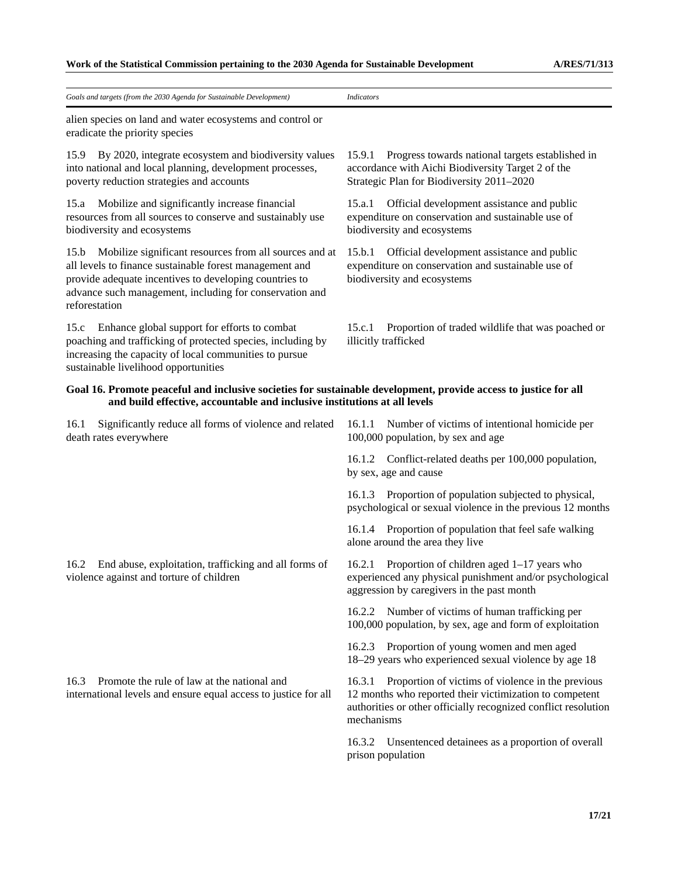| *Goals and targets (from the 2030 Agenda for Sustainable Development)* | *Indicators* |
|---|---|
| alien species on land and water ecosystems and control or eradicate the priority species | |
| 15.9 By 2020, integrate ecosystem and biodiversity values into national and local planning, development processes, poverty reduction strategies and accounts | 15.9.1 Progress towards national targets established in accordance with Aichi Biodiversity Target 2 of the Strategic Plan for Biodiversity 2011–2020 |
| 15.a Mobilize and significantly increase financial resources from all sources to conserve and sustainably use biodiversity and ecosystems | 15.a.1 Official development assistance and public expenditure on conservation and sustainable use of biodiversity and ecosystems |
| 15.b Mobilize significant resources from all sources and at all levels to finance sustainable forest management and provide adequate incentives to developing countries to advance such management, including for conservation and reforestation | 15.b.1 Official development assistance and public expenditure on conservation and sustainable use of biodiversity and ecosystems |
| 15.c Enhance global support for efforts to combat poaching and trafficking of protected species, including by increasing the capacity of local communities to pursue sustainable livelihood opportunities | 15.c.1 Proportion of traded wildlife that was poached or illicitly trafficked |
| **Goal 16. Promote peaceful and inclusive societies for sustainable development, provide access to justice for all and build effective, accountable and inclusive institutions at all levels** | |
| 16.1 Significantly reduce all forms of violence and related death rates everywhere | 16.1.1 Number of victims of intentional homicide per 100,000 population, by sex and age |
| | 16.1.2 Conflict-related deaths per 100,000 population, by sex, age and cause |
| | 16.1.3 Proportion of population subjected to physical, psychological or sexual violence in the previous 12 months |
| | 16.1.4 Proportion of population that feel safe walking alone around the area they live |
| 16.2 End abuse, exploitation, trafficking and all forms of violence against and torture of children | 16.2.1 Proportion of children aged 1–17 years who experienced any physical punishment and/or psychological aggression by caregivers in the past month |
| | 16.2.2 Number of victims of human trafficking per 100,000 population, by sex, age and form of exploitation |
| | 16.2.3 Proportion of young women and men aged 18–29 years who experienced sexual violence by age 18 |
| 16.3 Promote the rule of law at the national and international levels and ensure equal access to justice for all | 16.3.1 Proportion of victims of violence in the previous 12 months who reported their victimization to competent authorities or other officially recognized conflict resolution mechanisms |
| | 16.3.2 Unsentenced detainees as a proportion of overall prison population |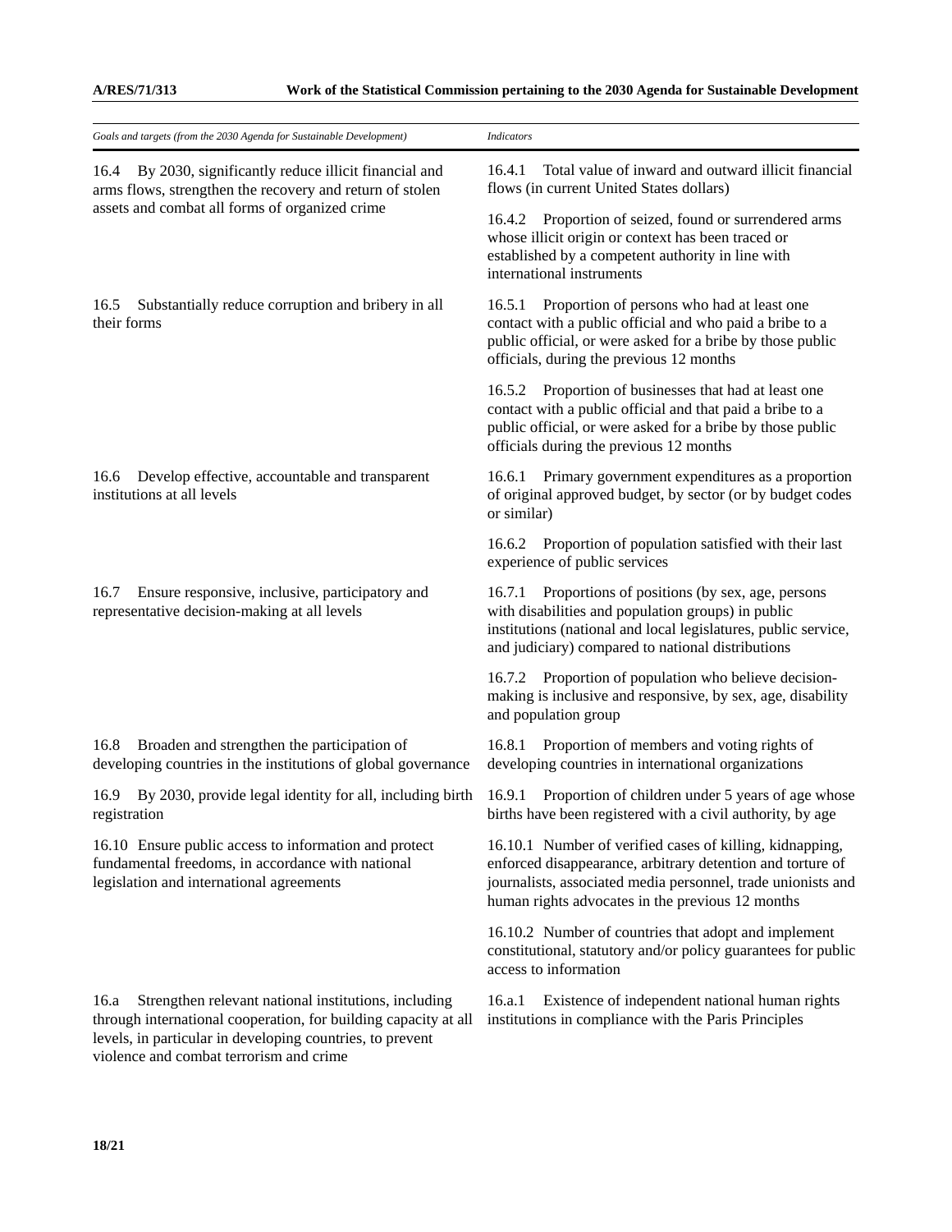| *Goals and targets (from the 2030 Agenda for Sustainable Development)* | *Indicators* |
|---|---|
| 16.4 By 2030, significantly reduce illicit financial and arms flows, strengthen the recovery and return of stolen assets and combat all forms of organized crime | 16.4.1 Total value of inward and outward illicit financial flows (in current United States dollars) |
| | 16.4.2 Proportion of seized, found or surrendered arms whose illicit origin or context has been traced or established by a competent authority in line with international instruments |
| 16.5 Substantially reduce corruption and bribery in all their forms | 16.5.1 Proportion of persons who had at least one contact with a public official and who paid a bribe to a public official, or were asked for a bribe by those public officials, during the previous 12 months |
| | 16.5.2 Proportion of businesses that had at least one contact with a public official and that paid a bribe to a public official, or were asked for a bribe by those public officials during the previous 12 months |
| 16.6 Develop effective, accountable and transparent institutions at all levels | 16.6.1 Primary government expenditures as a proportion of original approved budget, by sector (or by budget codes or similar) |
| | 16.6.2 Proportion of population satisfied with their last experience of public services |
| 16.7 Ensure responsive, inclusive, participatory and representative decision-making at all levels | 16.7.1 Proportions of positions (by sex, age, persons with disabilities and population groups) in public institutions (national and local legislatures, public service, and judiciary) compared to national distributions |
| | 16.7.2 Proportion of population who believe decision-making is inclusive and responsive, by sex, age, disability and population group |
| 16.8 Broaden and strengthen the participation of developing countries in the institutions of global governance | 16.8.1 Proportion of members and voting rights of developing countries in international organizations |
| 16.9 By 2030, provide legal identity for all, including birth registration | 16.9.1 Proportion of children under 5 years of age whose births have been registered with a civil authority, by age |
| 16.10 Ensure public access to information and protect fundamental freedoms, in accordance with national legislation and international agreements | 16.10.1 Number of verified cases of killing, kidnapping, enforced disappearance, arbitrary detention and torture of journalists, associated media personnel, trade unionists and human rights advocates in the previous 12 months |
| | 16.10.2 Number of countries that adopt and implement constitutional, statutory and/or policy guarantees for public access to information |
| 16.a Strengthen relevant national institutions, including through international cooperation, for building capacity at all levels, in particular in developing countries, to prevent violence and combat terrorism and crime | 16.a.1 Existence of independent national human rights institutions in compliance with the Paris Principles |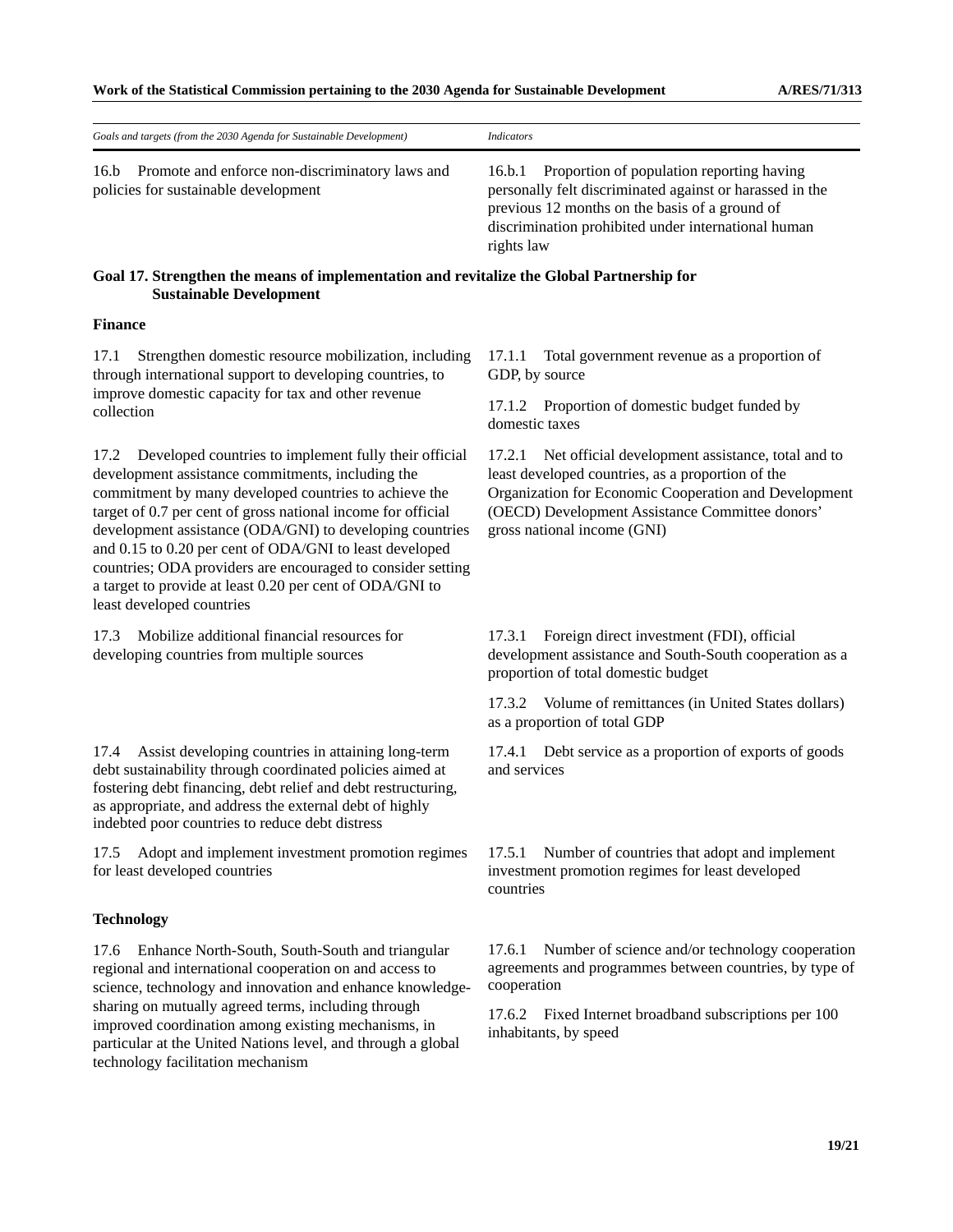| *Goals and targets (from the 2030 Agenda for Sustainable Development)* | *Indicators* |
|---|---|
| 16.b Promote and enforce non-discriminatory laws and policies for sustainable development | 16.b.1 Proportion of population reporting having personally felt discriminated against or harassed in the previous 12 months on the basis of a ground of discrimination prohibited under international human rights law |

**Goal 17. Strengthen the means of implementation and revitalize the Global Partnership for Sustainable Development**

**Finance**

| | |
|---|---|
| 17.1 Strengthen domestic resource mobilization, including through international support to developing countries, to improve domestic capacity for tax and other revenue collection | 17.1.1 Total government revenue as a proportion of GDP, by source<br><br>17.1.2 Proportion of domestic budget funded by domestic taxes |
| 17.2 Developed countries to implement fully their official development assistance commitments, including the commitment by many developed countries to achieve the target of 0.7 per cent of gross national income for official development assistance (ODA/GNI) to developing countries and 0.15 to 0.20 per cent of ODA/GNI to least developed countries; ODA providers are encouraged to consider setting a target to provide at least 0.20 per cent of ODA/GNI to least developed countries | 17.2.1 Net official development assistance, total and to least developed countries, as a proportion of the Organization for Economic Cooperation and Development (OECD) Development Assistance Committee donors' gross national income (GNI) |
| 17.3 Mobilize additional financial resources for developing countries from multiple sources | 17.3.1 Foreign direct investment (FDI), official development assistance and South-South cooperation as a proportion of total domestic budget<br><br>17.3.2 Volume of remittances (in United States dollars) as a proportion of total GDP |
| 17.4 Assist developing countries in attaining long-term debt sustainability through coordinated policies aimed at fostering debt financing, debt relief and debt restructuring, as appropriate, and address the external debt of highly indebted poor countries to reduce debt distress | 17.4.1 Debt service as a proportion of exports of goods and services |
| 17.5 Adopt and implement investment promotion regimes for least developed countries | 17.5.1 Number of countries that adopt and implement investment promotion regimes for least developed countries |

**Technology**

| | |
|---|---|
| 17.6 Enhance North-South, South-South and triangular regional and international cooperation on and access to science, technology and innovation and enhance knowledge-sharing on mutually agreed terms, including through improved coordination among existing mechanisms, in particular at the United Nations level, and through a global technology facilitation mechanism | 17.6.1 Number of science and/or technology cooperation agreements and programmes between countries, by type of cooperation<br><br>17.6.2 Fixed Internet broadband subscriptions per 100 inhabitants, by speed |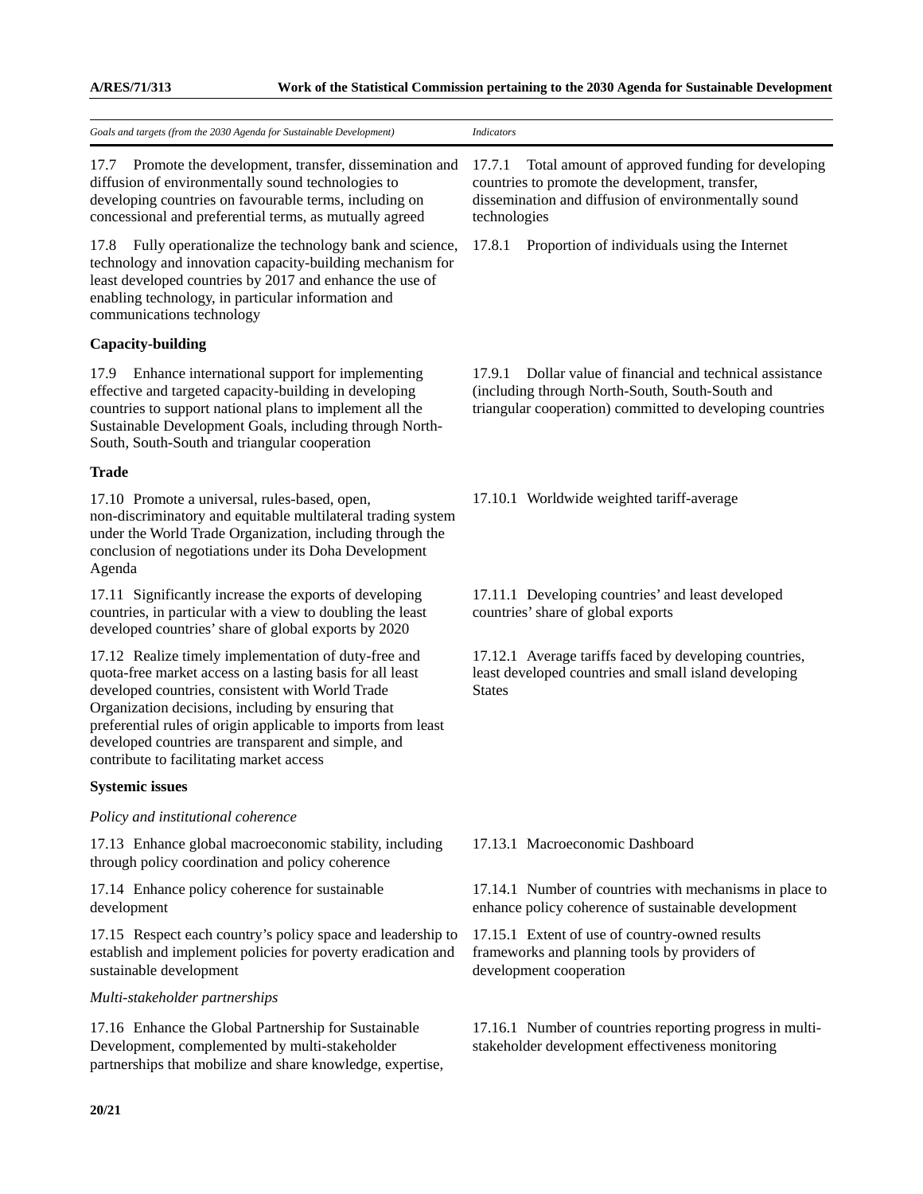| Goals and targets (from the 2030 Agenda for Sustainable Development) | Indicators |
|---|---|
| 17.7 Promote the development, transfer, dissemination and diffusion of environmentally sound technologies to developing countries on favourable terms, including on concessional and preferential terms, as mutually agreed | 17.7.1 Total amount of approved funding for developing countries to promote the development, transfer, dissemination and diffusion of environmentally sound technologies |
| 17.8 Fully operationalize the technology bank and science, technology and innovation capacity-building mechanism for least developed countries by 2017 and enhance the use of enabling technology, in particular information and communications technology | 17.8.1 Proportion of individuals using the Internet |
| **Capacity-building** | |
| 17.9 Enhance international support for implementing effective and targeted capacity-building in developing countries to support national plans to implement all the Sustainable Development Goals, including through North-South, South-South and triangular cooperation | 17.9.1 Dollar value of financial and technical assistance (including through North-South, South-South and triangular cooperation) committed to developing countries |
| **Trade** | |
| 17.10 Promote a universal, rules-based, open, non-discriminatory and equitable multilateral trading system under the World Trade Organization, including through the conclusion of negotiations under its Doha Development Agenda | 17.10.1 Worldwide weighted tariff-average |
| 17.11 Significantly increase the exports of developing countries, in particular with a view to doubling the least developed countries' share of global exports by 2020 | 17.11.1 Developing countries' and least developed countries' share of global exports |
| 17.12 Realize timely implementation of duty-free and quota-free market access on a lasting basis for all least developed countries, consistent with World Trade Organization decisions, including by ensuring that preferential rules of origin applicable to imports from least developed countries are transparent and simple, and contribute to facilitating market access | 17.12.1 Average tariffs faced by developing countries, least developed countries and small island developing States |
| **Systemic issues** | |
| *Policy and institutional coherence* | |
| 17.13 Enhance global macroeconomic stability, including through policy coordination and policy coherence | 17.13.1 Macroeconomic Dashboard |
| 17.14 Enhance policy coherence for sustainable development | 17.14.1 Number of countries with mechanisms in place to enhance policy coherence of sustainable development |
| 17.15 Respect each country's policy space and leadership to establish and implement policies for poverty eradication and sustainable development | 17.15.1 Extent of use of country-owned results frameworks and planning tools by providers of development cooperation |
| *Multi-stakeholder partnerships* | |
| 17.16 Enhance the Global Partnership for Sustainable Development, complemented by multi-stakeholder partnerships that mobilize and share knowledge, expertise, | 17.16.1 Number of countries reporting progress in multi-stakeholder development effectiveness monitoring |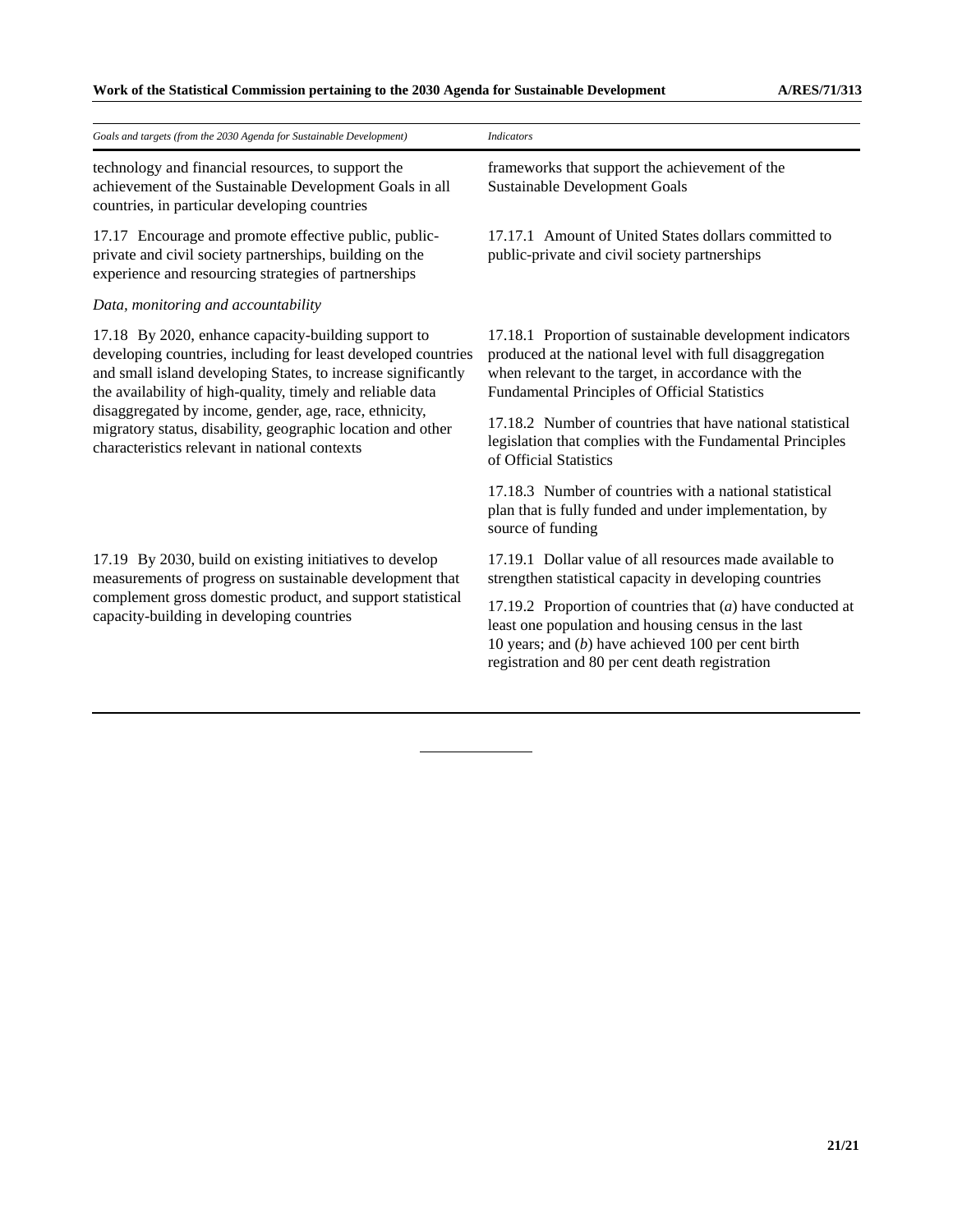| Goals and targets (from the 2030 Agenda for Sustainable Development) | Indicators |
|---|---|
| technology and financial resources, to support the achievement of the Sustainable Development Goals in all countries, in particular developing countries | frameworks that support the achievement of the Sustainable Development Goals |
| 17.17 Encourage and promote effective public, public-private and civil society partnerships, building on the experience and resourcing strategies of partnerships | 17.17.1 Amount of United States dollars committed to public-private and civil society partnerships |
| *Data, monitoring and accountability* | |
| 17.18 By 2020, enhance capacity-building support to developing countries, including for least developed countries and small island developing States, to increase significantly the availability of high-quality, timely and reliable data disaggregated by income, gender, age, race, ethnicity, migratory status, disability, geographic location and other characteristics relevant in national contexts | 17.18.1 Proportion of sustainable development indicators produced at the national level with full disaggregation when relevant to the target, in accordance with the Fundamental Principles of Official Statistics |
| | 17.18.2 Number of countries that have national statistical legislation that complies with the Fundamental Principles of Official Statistics |
| | 17.18.3 Number of countries with a national statistical plan that is fully funded and under implementation, by source of funding |
| 17.19 By 2030, build on existing initiatives to develop measurements of progress on sustainable development that complement gross domestic product, and support statistical capacity-building in developing countries | 17.19.1 Dollar value of all resources made available to strengthen statistical capacity in developing countries |
| | 17.19.2 Proportion of countries that (*a*) have conducted at least one population and housing census in the last 10 years; and (*b*) have achieved 100 per cent birth registration and 80 per cent death registration |